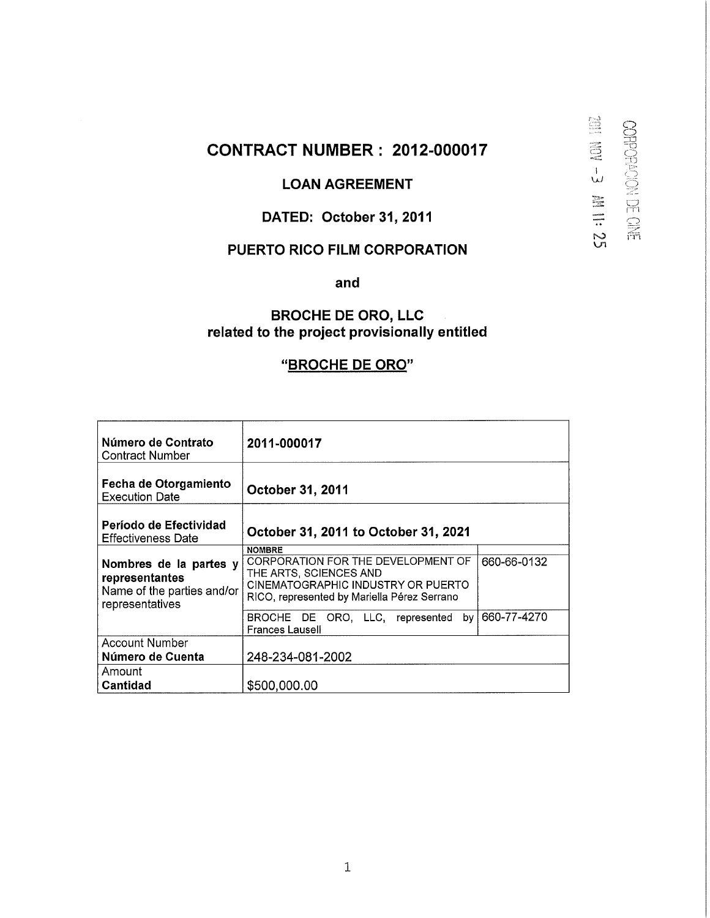# CONTRACT NUMBER : 2012-000017

## LOAN AGREEMENT

## DATED: October 31, 2011

## PUERTO RICO FILM CORPORATION

and

## BROCHE DE ORO, LLC
## related to the project provisionally entitled

## "BROCHE DE ORO"

CORPORACION DE CINE
2011 NOV -3 AM 11: 25

| | | |
|---|---|---|
| **Número de Contrato**<br>Contract Number | **2011-000017** | |
| **Fecha de Otorgamiento**<br>Execution Date | **October 31, 2011** | |
| **Período de Efectividad**<br>Effectiveness Date | **October 31, 2011 to October 31, 2021** | |
| **Nombres de la partes y representantes**<br>Name of the parties and/or representatives | **NOMBRE**<br>CORPORATION FOR THE DEVELOPMENT OF THE ARTS, SCIENCES AND CINEMATOGRAPHIC INDUSTRY OR PUERTO RICO, represented by Mariella Pérez Serrano | 660-66-0132 |
| | BROCHE DE ORO, LLC, represented by Frances Lausell | 660-77-4270 |
| Account Number<br>**Número de Cuenta** | 248-234-081-2002 | |
| Amount<br>**Cantidad** | $500,000.00 | |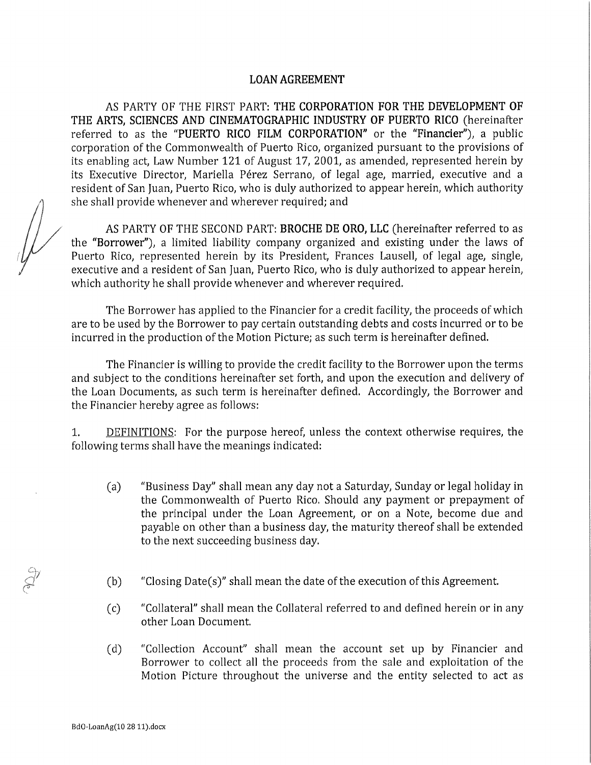# LOAN AGREEMENT

AS PARTY OF THE FIRST PART: **THE CORPORATION FOR THE DEVELOPMENT OF THE ARTS, SCIENCES AND CINEMATOGRAPHIC INDUSTRY OF PUERTO RICO** (hereinafter referred to as the **"PUERTO RICO FILM CORPORATION"** or the **"Financier"**), a public corporation of the Commonwealth of Puerto Rico, organized pursuant to the provisions of its enabling act, Law Number 121 of August 17, 2001, as amended, represented herein by its Executive Director, Mariella Pérez Serrano, of legal age, married, executive and a resident of San Juan, Puerto Rico, who is duly authorized to appear herein, which authority she shall provide whenever and wherever required; and

AS PARTY OF THE SECOND PART: **BROCHE DE ORO, LLC** (hereinafter referred to as the **"Borrower"**), a limited liability company organized and existing under the laws of Puerto Rico, represented herein by its President, Frances Lausell, of legal age, single, executive and a resident of San Juan, Puerto Rico, who is duly authorized to appear herein, which authority he shall provide whenever and wherever required.

The Borrower has applied to the Financier for a credit facility, the proceeds of which are to be used by the Borrower to pay certain outstanding debts and costs incurred or to be incurred in the production of the Motion Picture; as such term is hereinafter defined.

The Financier is willing to provide the credit facility to the Borrower upon the terms and subject to the conditions hereinafter set forth, and upon the execution and delivery of the Loan Documents, as such term is hereinafter defined. Accordingly, the Borrower and the Financier hereby agree as follows:

1. DEFINITIONS: For the purpose hereof, unless the context otherwise requires, the following terms shall have the meanings indicated:

   (a) "Business Day" shall mean any day not a Saturday, Sunday or legal holiday in the Commonwealth of Puerto Rico. Should any payment or prepayment of the principal under the Loan Agreement, or on a Note, become due and payable on other than a business day, the maturity thereof shall be extended to the next succeeding business day.

   (b) "Closing Date(s)" shall mean the date of the execution of this Agreement.

   (c) "Collateral" shall mean the Collateral referred to and defined herein or in any other Loan Document.

   (d) "Collection Account" shall mean the account set up by Financier and Borrower to collect all the proceeds from the sale and exploitation of the Motion Picture throughout the universe and the entity selected to act as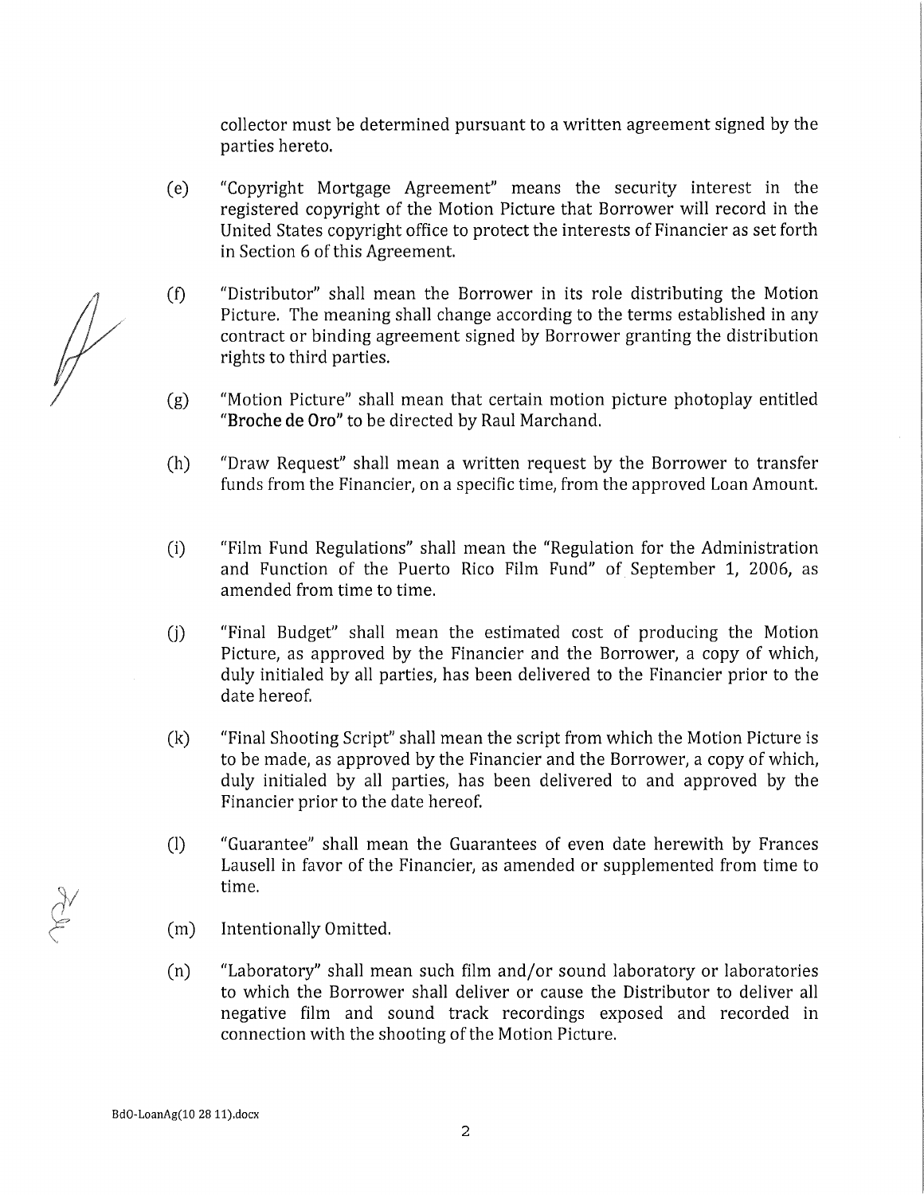collector must be determined pursuant to a written agreement signed by the parties hereto.

(e) "Copyright Mortgage Agreement" means the security interest in the registered copyright of the Motion Picture that Borrower will record in the United States copyright office to protect the interests of Financier as set forth in Section 6 of this Agreement.

(f) "Distributor" shall mean the Borrower in its role distributing the Motion Picture. The meaning shall change according to the terms established in any contract or binding agreement signed by Borrower granting the distribution rights to third parties.

(g) "Motion Picture" shall mean that certain motion picture photoplay entitled "**Broche de Oro**" to be directed by Raul Marchand.

(h) "Draw Request" shall mean a written request by the Borrower to transfer funds from the Financier, on a specific time, from the approved Loan Amount.

(i) "Film Fund Regulations" shall mean the "Regulation for the Administration and Function of the Puerto Rico Film Fund" of September 1, 2006, as amended from time to time.

(j) "Final Budget" shall mean the estimated cost of producing the Motion Picture, as approved by the Financier and the Borrower, a copy of which, duly initialed by all parties, has been delivered to the Financier prior to the date hereof.

(k) "Final Shooting Script" shall mean the script from which the Motion Picture is to be made, as approved by the Financier and the Borrower, a copy of which, duly initialed by all parties, has been delivered to and approved by the Financier prior to the date hereof.

(l) "Guarantee" shall mean the Guarantees of even date herewith by Frances Lausell in favor of the Financier, as amended or supplemented from time to time.

(m) Intentionally Omitted.

(n) "Laboratory" shall mean such film and/or sound laboratory or laboratories to which the Borrower shall deliver or cause the Distributor to deliver all negative film and sound track recordings exposed and recorded in connection with the shooting of the Motion Picture.

BdO-LoanAg(10 28 11).docx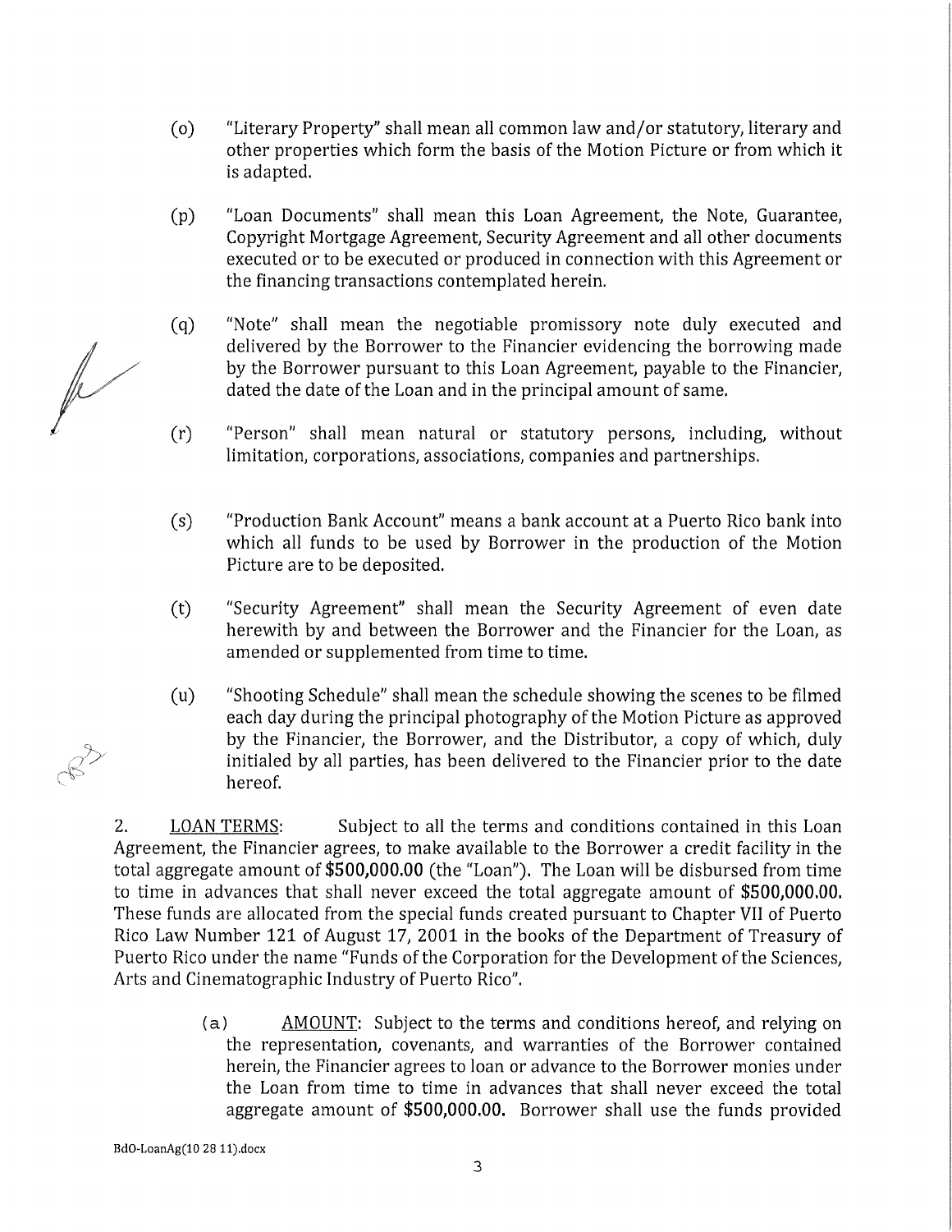(o) "Literary Property" shall mean all common law and/or statutory, literary and other properties which form the basis of the Motion Picture or from which it is adapted.

(p) "Loan Documents" shall mean this Loan Agreement, the Note, Guarantee, Copyright Mortgage Agreement, Security Agreement and all other documents executed or to be executed or produced in connection with this Agreement or the financing transactions contemplated herein.

(q) "Note" shall mean the negotiable promissory note duly executed and delivered by the Borrower to the Financier evidencing the borrowing made by the Borrower pursuant to this Loan Agreement, payable to the Financier, dated the date of the Loan and in the principal amount of same.

(r) "Person" shall mean natural or statutory persons, including, without limitation, corporations, associations, companies and partnerships.

(s) "Production Bank Account" means a bank account at a Puerto Rico bank into which all funds to be used by Borrower in the production of the Motion Picture are to be deposited.

(t) "Security Agreement" shall mean the Security Agreement of even date herewith by and between the Borrower and the Financier for the Loan, as amended or supplemented from time to time.

(u) "Shooting Schedule" shall mean the schedule showing the scenes to be filmed each day during the principal photography of the Motion Picture as approved by the Financier, the Borrower, and the Distributor, a copy of which, duly initialed by all parties, has been delivered to the Financier prior to the date hereof.

2. <u>LOAN TERMS</u>: Subject to all the terms and conditions contained in this Loan Agreement, the Financier agrees, to make available to the Borrower a credit facility in the total aggregate amount of **$500,000.00** (the "Loan"). The Loan will be disbursed from time to time in advances that shall never exceed the total aggregate amount of **$500,000.00.** These funds are allocated from the special funds created pursuant to Chapter VII of Puerto Rico Law Number 121 of August 17, 2001 in the books of the Department of Treasury of Puerto Rico under the name "Funds of the Corporation for the Development of the Sciences, Arts and Cinematographic Industry of Puerto Rico".

(a) <u>AMOUNT</u>: Subject to the terms and conditions hereof, and relying on the representation, covenants, and warranties of the Borrower contained herein, the Financier agrees to loan or advance to the Borrower monies under the Loan from time to time in advances that shall never exceed the total aggregate amount of **$500,000.00.** Borrower shall use the funds provided

BdO-LoanAg(10 28 11).docx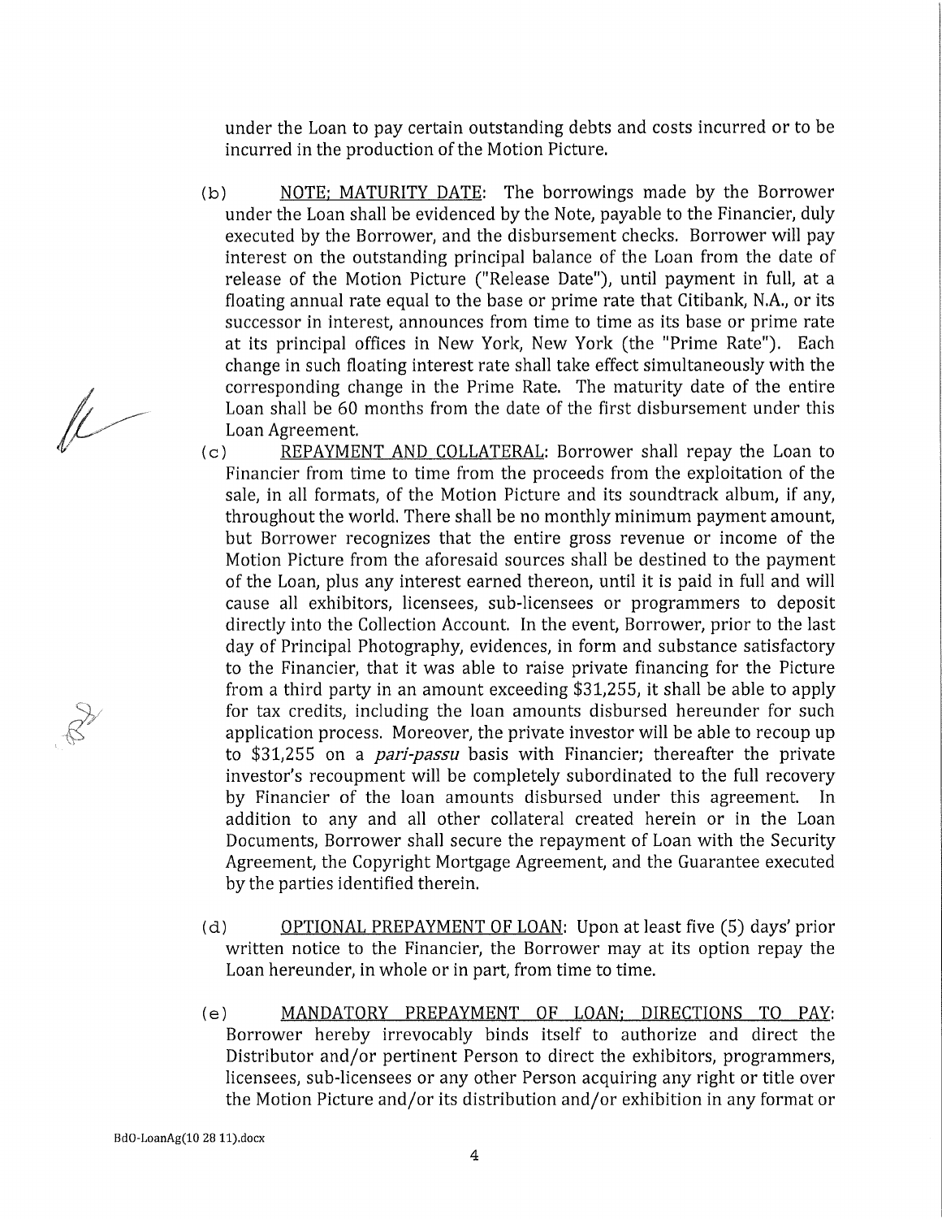under the Loan to pay certain outstanding debts and costs incurred or to be incurred in the production of the Motion Picture.

(b) NOTE; MATURITY DATE: The borrowings made by the Borrower under the Loan shall be evidenced by the Note, payable to the Financier, duly executed by the Borrower, and the disbursement checks. Borrower will pay interest on the outstanding principal balance of the Loan from the date of release of the Motion Picture ("Release Date"), until payment in full, at a floating annual rate equal to the base or prime rate that Citibank, N.A., or its successor in interest, announces from time to time as its base or prime rate at its principal offices in New York, New York (the "Prime Rate"). Each change in such floating interest rate shall take effect simultaneously with the corresponding change in the Prime Rate. The maturity date of the entire Loan shall be 60 months from the date of the first disbursement under this Loan Agreement.

(c) REPAYMENT AND COLLATERAL: Borrower shall repay the Loan to Financier from time to time from the proceeds from the exploitation of the sale, in all formats, of the Motion Picture and its soundtrack album, if any, throughout the world. There shall be no monthly minimum payment amount, but Borrower recognizes that the entire gross revenue or income of the Motion Picture from the aforesaid sources shall be destined to the payment of the Loan, plus any interest earned thereon, until it is paid in full and will cause all exhibitors, licensees, sub-licensees or programmers to deposit directly into the Collection Account. In the event, Borrower, prior to the last day of Principal Photography, evidences, in form and substance satisfactory to the Financier, that it was able to raise private financing for the Picture from a third party in an amount exceeding $31,255, it shall be able to apply for tax credits, including the loan amounts disbursed hereunder for such application process. Moreover, the private investor will be able to recoup up to $31,255 on a *pari-passu* basis with Financier; thereafter the private investor's recoupment will be completely subordinated to the full recovery by Financier of the loan amounts disbursed under this agreement. In addition to any and all other collateral created herein or in the Loan Documents, Borrower shall secure the repayment of Loan with the Security Agreement, the Copyright Mortgage Agreement, and the Guarantee executed by the parties identified therein.

(d) OPTIONAL PREPAYMENT OF LOAN: Upon at least five (5) days' prior written notice to the Financier, the Borrower may at its option repay the Loan hereunder, in whole or in part, from time to time.

(e) MANDATORY PREPAYMENT OF LOAN; DIRECTIONS TO PAY: Borrower hereby irrevocably binds itself to authorize and direct the Distributor and/or pertinent Person to direct the exhibitors, programmers, licensees, sub-licensees or any other Person acquiring any right or title over the Motion Picture and/or its distribution and/or exhibition in any format or

BdO-LoanAg(10 28 11).docx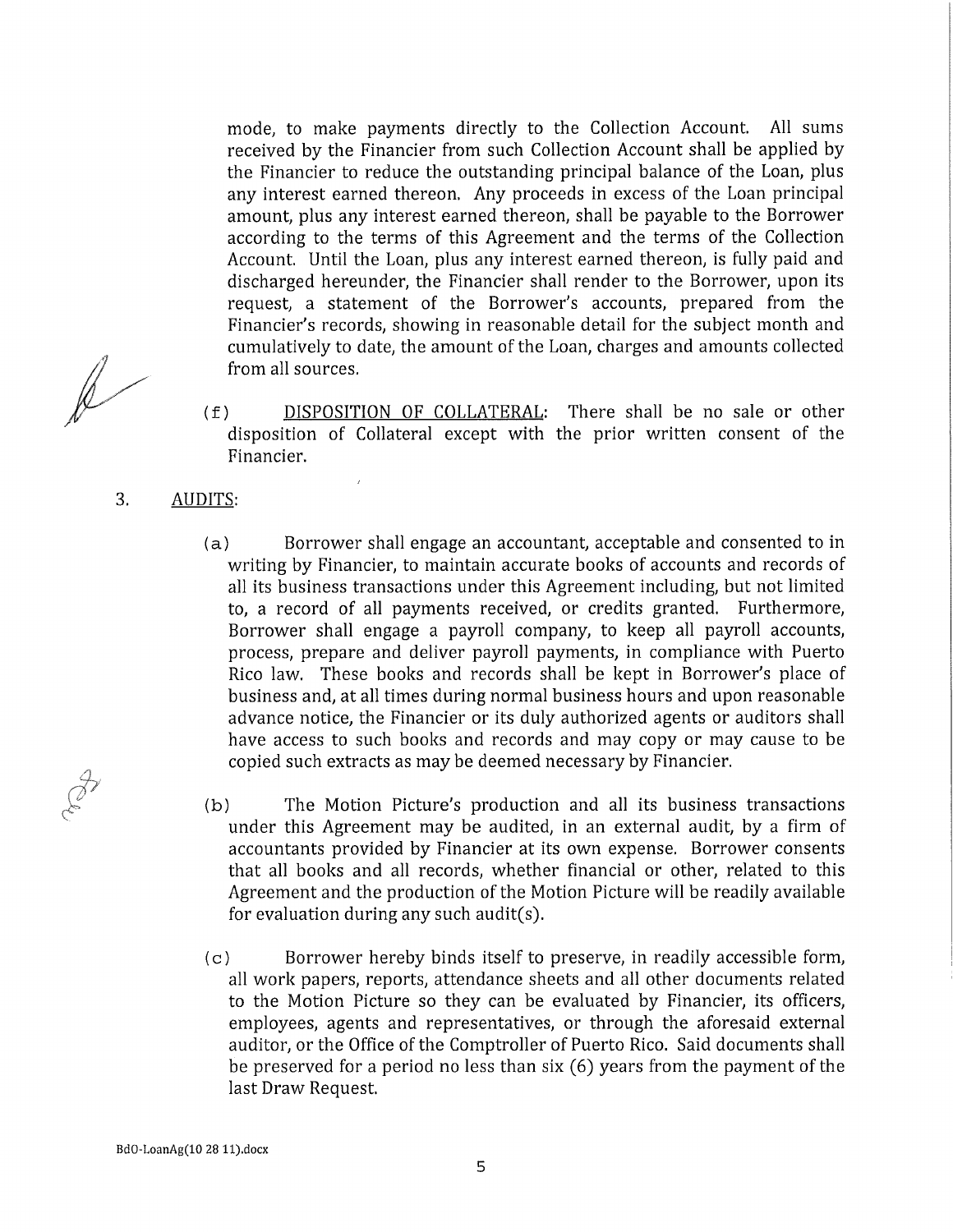mode, to make payments directly to the Collection Account. All sums received by the Financier from such Collection Account shall be applied by the Financier to reduce the outstanding principal balance of the Loan, plus any interest earned thereon. Any proceeds in excess of the Loan principal amount, plus any interest earned thereon, shall be payable to the Borrower according to the terms of this Agreement and the terms of the Collection Account. Until the Loan, plus any interest earned thereon, is fully paid and discharged hereunder, the Financier shall render to the Borrower, upon its request, a statement of the Borrower's accounts, prepared from the Financier's records, showing in reasonable detail for the subject month and cumulatively to date, the amount of the Loan, charges and amounts collected from all sources.

(f) DISPOSITION OF COLLATERAL: There shall be no sale or other disposition of Collateral except with the prior written consent of the Financier.

3. AUDITS:

(a) Borrower shall engage an accountant, acceptable and consented to in writing by Financier, to maintain accurate books of accounts and records of all its business transactions under this Agreement including, but not limited to, a record of all payments received, or credits granted. Furthermore, Borrower shall engage a payroll company, to keep all payroll accounts, process, prepare and deliver payroll payments, in compliance with Puerto Rico law. These books and records shall be kept in Borrower's place of business and, at all times during normal business hours and upon reasonable advance notice, the Financier or its duly authorized agents or auditors shall have access to such books and records and may copy or may cause to be copied such extracts as may be deemed necessary by Financier.

(b) The Motion Picture's production and all its business transactions under this Agreement may be audited, in an external audit, by a firm of accountants provided by Financier at its own expense. Borrower consents that all books and all records, whether financial or other, related to this Agreement and the production of the Motion Picture will be readily available for evaluation during any such audit(s).

(c) Borrower hereby binds itself to preserve, in readily accessible form, all work papers, reports, attendance sheets and all other documents related to the Motion Picture so they can be evaluated by Financier, its officers, employees, agents and representatives, or through the aforesaid external auditor, or the Office of the Comptroller of Puerto Rico. Said documents shall be preserved for a period no less than six (6) years from the payment of the last Draw Request.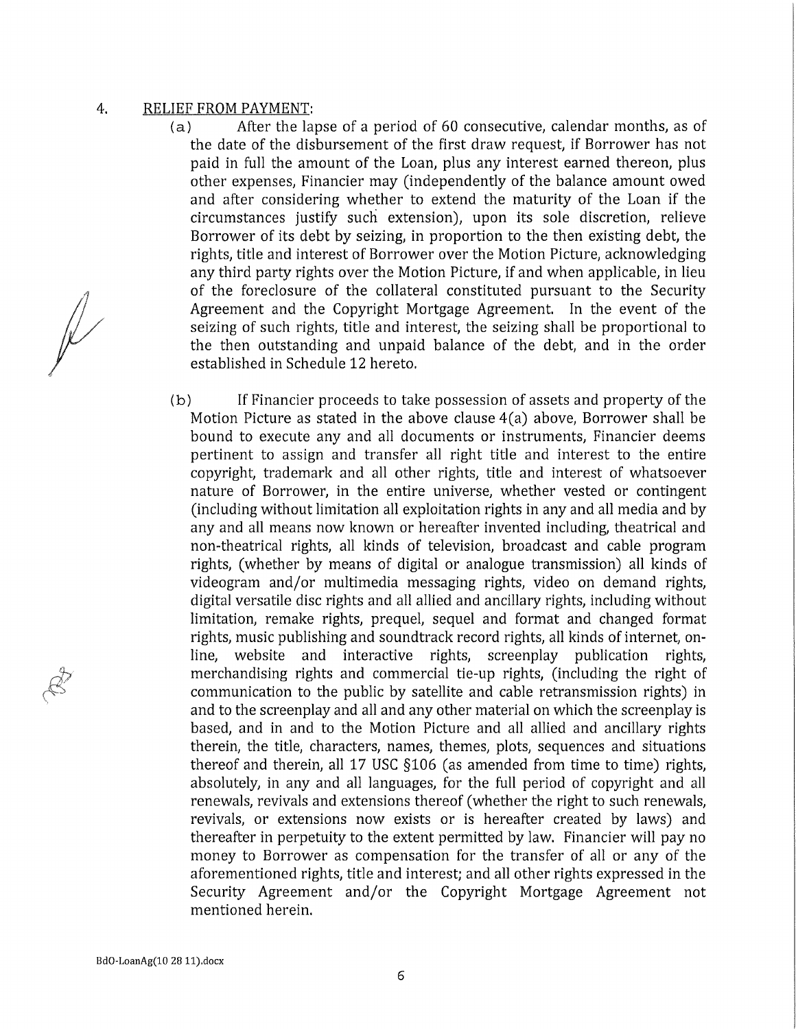4. <u>RELIEF FROM PAYMENT</u>:

(a) After the lapse of a period of 60 consecutive, calendar months, as of the date of the disbursement of the first draw request, if Borrower has not paid in full the amount of the Loan, plus any interest earned thereon, plus other expenses, Financier may (independently of the balance amount owed and after considering whether to extend the maturity of the Loan if the circumstances justify such extension), upon its sole discretion, relieve Borrower of its debt by seizing, in proportion to the then existing debt, the rights, title and interest of Borrower over the Motion Picture, acknowledging any third party rights over the Motion Picture, if and when applicable, in lieu of the foreclosure of the collateral constituted pursuant to the Security Agreement and the Copyright Mortgage Agreement. In the event of the seizing of such rights, title and interest, the seizing shall be proportional to the then outstanding and unpaid balance of the debt, and in the order established in Schedule 12 hereto.

(b) If Financier proceeds to take possession of assets and property of the Motion Picture as stated in the above clause 4(a) above, Borrower shall be bound to execute any and all documents or instruments, Financier deems pertinent to assign and transfer all right title and interest to the entire copyright, trademark and all other rights, title and interest of whatsoever nature of Borrower, in the entire universe, whether vested or contingent (including without limitation all exploitation rights in any and all media and by any and all means now known or hereafter invented including, theatrical and non-theatrical rights, all kinds of television, broadcast and cable program rights, (whether by means of digital or analogue transmission) all kinds of videogram and/or multimedia messaging rights, video on demand rights, digital versatile disc rights and all allied and ancillary rights, including without limitation, remake rights, prequel, sequel and format and changed format rights, music publishing and soundtrack record rights, all kinds of internet, on-line, website and interactive rights, screenplay publication rights, merchandising rights and commercial tie-up rights, (including the right of communication to the public by satellite and cable retransmission rights) in and to the screenplay and all and any other material on which the screenplay is based, and in and to the Motion Picture and all allied and ancillary rights therein, the title, characters, names, themes, plots, sequences and situations thereof and therein, all 17 USC §106 (as amended from time to time) rights, absolutely, in any and all languages, for the full period of copyright and all renewals, revivals and extensions thereof (whether the right to such renewals, revivals, or extensions now exists or is hereafter created by laws) and thereafter in perpetuity to the extent permitted by law. Financier will pay no money to Borrower as compensation for the transfer of all or any of the aforementioned rights, title and interest; and all other rights expressed in the Security Agreement and/or the Copyright Mortgage Agreement not mentioned herein.

BdO-LoanAg(10 28 11).docx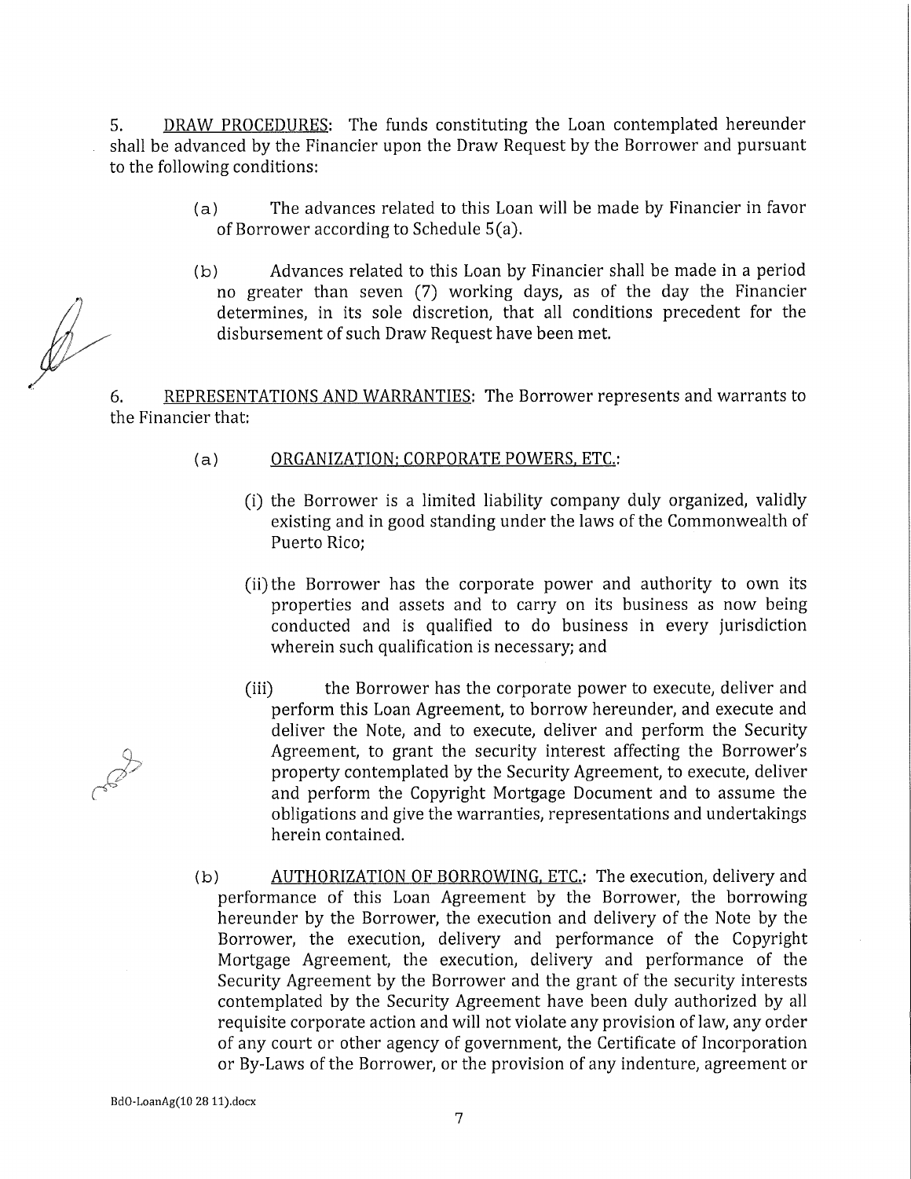5. DRAW PROCEDURES: The funds constituting the Loan contemplated hereunder shall be advanced by the Financier upon the Draw Request by the Borrower and pursuant to the following conditions:

(a) The advances related to this Loan will be made by Financier in favor of Borrower according to Schedule 5(a).

(b) Advances related to this Loan by Financier shall be made in a period no greater than seven (7) working days, as of the day the Financier determines, in its sole discretion, that all conditions precedent for the disbursement of such Draw Request have been met.

6. REPRESENTATIONS AND WARRANTIES: The Borrower represents and warrants to the Financier that:

(a) ORGANIZATION; CORPORATE POWERS, ETC.:

(i) the Borrower is a limited liability company duly organized, validly existing and in good standing under the laws of the Commonwealth of Puerto Rico;

(ii) the Borrower has the corporate power and authority to own its properties and assets and to carry on its business as now being conducted and is qualified to do business in every jurisdiction wherein such qualification is necessary; and

(iii) the Borrower has the corporate power to execute, deliver and perform this Loan Agreement, to borrow hereunder, and execute and deliver the Note, and to execute, deliver and perform the Security Agreement, to grant the security interest affecting the Borrower's property contemplated by the Security Agreement, to execute, deliver and perform the Copyright Mortgage Document and to assume the obligations and give the warranties, representations and undertakings herein contained.

(b) AUTHORIZATION OF BORROWING, ETC.: The execution, delivery and performance of this Loan Agreement by the Borrower, the borrowing hereunder by the Borrower, the execution and delivery of the Note by the Borrower, the execution, delivery and performance of the Copyright Mortgage Agreement, the execution, delivery and performance of the Security Agreement by the Borrower and the grant of the security interests contemplated by the Security Agreement have been duly authorized by all requisite corporate action and will not violate any provision of law, any order of any court or other agency of government, the Certificate of Incorporation or By-Laws of the Borrower, or the provision of any indenture, agreement or

BdO-LoanAg(10 28 11).docx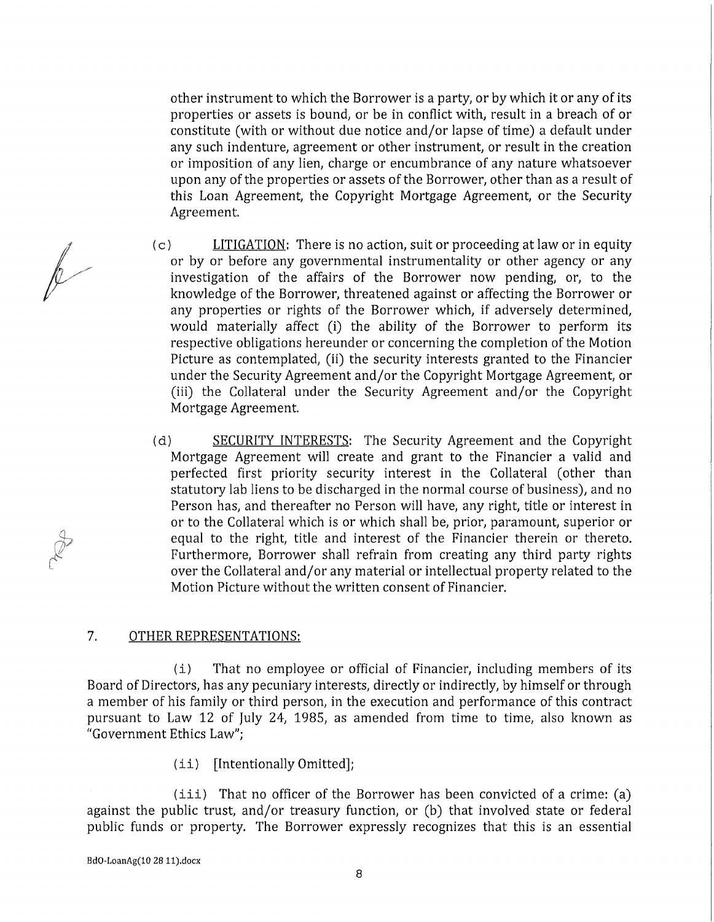other instrument to which the Borrower is a party, or by which it or any of its properties or assets is bound, or be in conflict with, result in a breach of or constitute (with or without due notice and/or lapse of time) a default under any such indenture, agreement or other instrument, or result in the creation or imposition of any lien, charge or encumbrance of any nature whatsoever upon any of the properties or assets of the Borrower, other than as a result of this Loan Agreement, the Copyright Mortgage Agreement, or the Security Agreement.

(c) LITIGATION: There is no action, suit or proceeding at law or in equity or by or before any governmental instrumentality or other agency or any investigation of the affairs of the Borrower now pending, or, to the knowledge of the Borrower, threatened against or affecting the Borrower or any properties or rights of the Borrower which, if adversely determined, would materially affect (i) the ability of the Borrower to perform its respective obligations hereunder or concerning the completion of the Motion Picture as contemplated, (ii) the security interests granted to the Financier under the Security Agreement and/or the Copyright Mortgage Agreement, or (iii) the Collateral under the Security Agreement and/or the Copyright Mortgage Agreement.

(d) SECURITY INTERESTS: The Security Agreement and the Copyright Mortgage Agreement will create and grant to the Financier a valid and perfected first priority security interest in the Collateral (other than statutory lab liens to be discharged in the normal course of business), and no Person has, and thereafter no Person will have, any right, title or interest in or to the Collateral which is or which shall be, prior, paramount, superior or equal to the right, title and interest of the Financier therein or thereto. Furthermore, Borrower shall refrain from creating any third party rights over the Collateral and/or any material or intellectual property related to the Motion Picture without the written consent of Financier.

## 7. OTHER REPRESENTATIONS:

(i) That no employee or official of Financier, including members of its Board of Directors, has any pecuniary interests, directly or indirectly, by himself or through a member of his family or third person, in the execution and performance of this contract pursuant to Law 12 of July 24, 1985, as amended from time to time, also known as "Government Ethics Law";

(ii) [Intentionally Omitted];

(iii) That no officer of the Borrower has been convicted of a crime: (a) against the public trust, and/or treasury function, or (b) that involved state or federal public funds or property. The Borrower expressly recognizes that this is an essential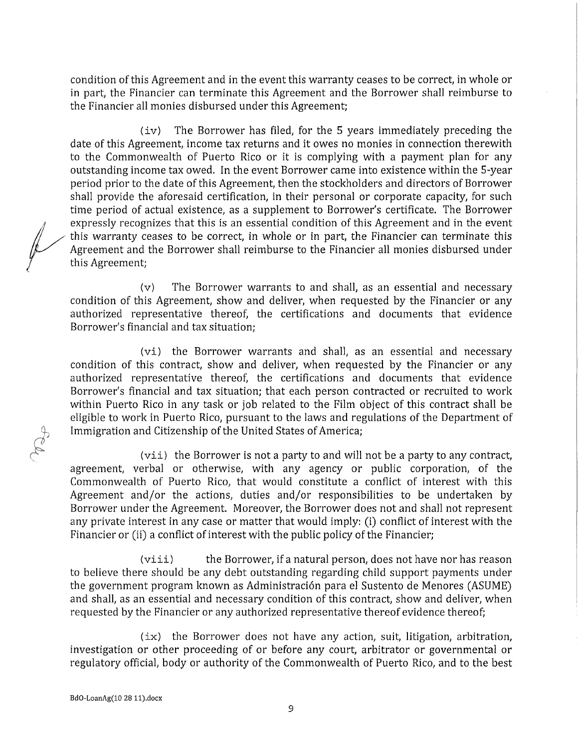condition of this Agreement and in the event this warranty ceases to be correct, in whole or in part, the Financier can terminate this Agreement and the Borrower shall reimburse to the Financier all monies disbursed under this Agreement;

(iv) The Borrower has filed, for the 5 years immediately preceding the date of this Agreement, income tax returns and it owes no monies in connection therewith to the Commonwealth of Puerto Rico or it is complying with a payment plan for any outstanding income tax owed. In the event Borrower came into existence within the 5-year period prior to the date of this Agreement, then the stockholders and directors of Borrower shall provide the aforesaid certification, in their personal or corporate capacity, for such time period of actual existence, as a supplement to Borrower's certificate. The Borrower expressly recognizes that this is an essential condition of this Agreement and in the event this warranty ceases to be correct, in whole or in part, the Financier can terminate this Agreement and the Borrower shall reimburse to the Financier all monies disbursed under this Agreement;

(v) The Borrower warrants to and shall, as an essential and necessary condition of this Agreement, show and deliver, when requested by the Financier or any authorized representative thereof, the certifications and documents that evidence Borrower's financial and tax situation;

(vi) the Borrower warrants and shall, as an essential and necessary condition of this contract, show and deliver, when requested by the Financier or any authorized representative thereof, the certifications and documents that evidence Borrower's financial and tax situation; that each person contracted or recruited to work within Puerto Rico in any task or job related to the Film object of this contract shall be eligible to work in Puerto Rico, pursuant to the laws and regulations of the Department of Immigration and Citizenship of the United States of America;

(vii) the Borrower is not a party to and will not be a party to any contract, agreement, verbal or otherwise, with any agency or public corporation, of the Commonwealth of Puerto Rico, that would constitute a conflict of interest with this Agreement and/or the actions, duties and/or responsibilities to be undertaken by Borrower under the Agreement. Moreover, the Borrower does not and shall not represent any private interest in any case or matter that would imply: (i) conflict of interest with the Financier or (ii) a conflict of interest with the public policy of the Financier;

(viii) the Borrower, if a natural person, does not have nor has reason to believe there should be any debt outstanding regarding child support payments under the government program known as Administración para el Sustento de Menores (ASUME) and shall, as an essential and necessary condition of this contract, show and deliver, when requested by the Financier or any authorized representative thereof evidence thereof;

(ix) the Borrower does not have any action, suit, litigation, arbitration, investigation or other proceeding of or before any court, arbitrator or governmental or regulatory official, body or authority of the Commonwealth of Puerto Rico, and to the best

BdO-LoanAg(10 28 11).docx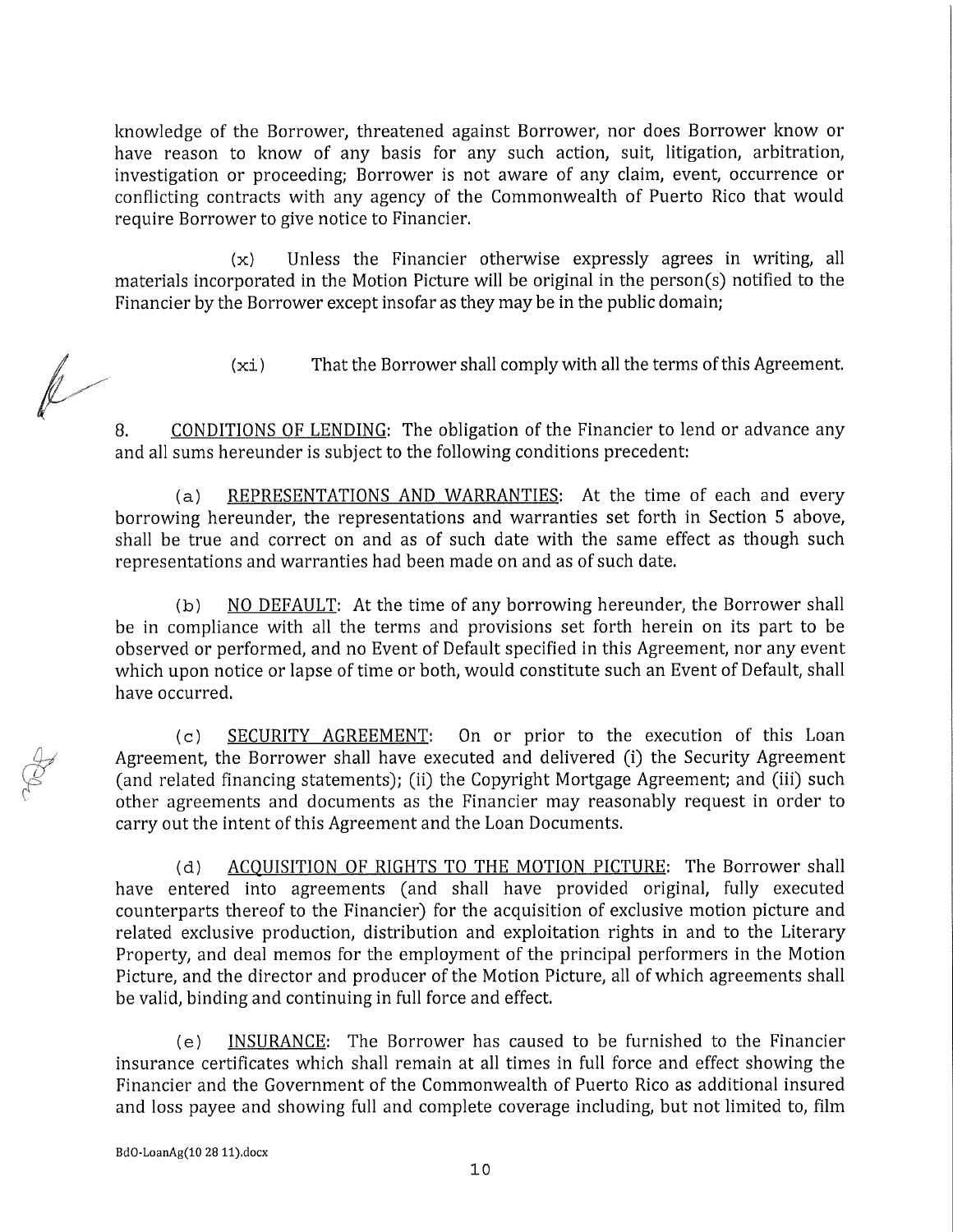knowledge of the Borrower, threatened against Borrower, nor does Borrower know or have reason to know of any basis for any such action, suit, litigation, arbitration, investigation or proceeding; Borrower is not aware of any claim, event, occurrence or conflicting contracts with any agency of the Commonwealth of Puerto Rico that would require Borrower to give notice to Financier.

(x) Unless the Financier otherwise expressly agrees in writing, all materials incorporated in the Motion Picture will be original in the person(s) notified to the Financier by the Borrower except insofar as they may be in the public domain;

(xi) That the Borrower shall comply with all the terms of this Agreement.

8. <u>CONDITIONS OF LENDING</u>: The obligation of the Financier to lend or advance any and all sums hereunder is subject to the following conditions precedent:

(a) <u>REPRESENTATIONS AND WARRANTIES</u>: At the time of each and every borrowing hereunder, the representations and warranties set forth in Section 5 above, shall be true and correct on and as of such date with the same effect as though such representations and warranties had been made on and as of such date.

(b) <u>NO DEFAULT</u>: At the time of any borrowing hereunder, the Borrower shall be in compliance with all the terms and provisions set forth herein on its part to be observed or performed, and no Event of Default specified in this Agreement, nor any event which upon notice or lapse of time or both, would constitute such an Event of Default, shall have occurred.

(c) <u>SECURITY AGREEMENT</u>: On or prior to the execution of this Loan Agreement, the Borrower shall have executed and delivered (i) the Security Agreement (and related financing statements); (ii) the Copyright Mortgage Agreement; and (iii) such other agreements and documents as the Financier may reasonably request in order to carry out the intent of this Agreement and the Loan Documents.

(d) <u>ACQUISITION OF RIGHTS TO THE MOTION PICTURE</u>: The Borrower shall have entered into agreements (and shall have provided original, fully executed counterparts thereof to the Financier) for the acquisition of exclusive motion picture and related exclusive production, distribution and exploitation rights in and to the Literary Property, and deal memos for the employment of the principal performers in the Motion Picture, and the director and producer of the Motion Picture, all of which agreements shall be valid, binding and continuing in full force and effect.

(e) <u>INSURANCE</u>: The Borrower has caused to be furnished to the Financier insurance certificates which shall remain at all times in full force and effect showing the Financier and the Government of the Commonwealth of Puerto Rico as additional insured and loss payee and showing full and complete coverage including, but not limited to, film

BdO-LoanAg(10 28 11).docx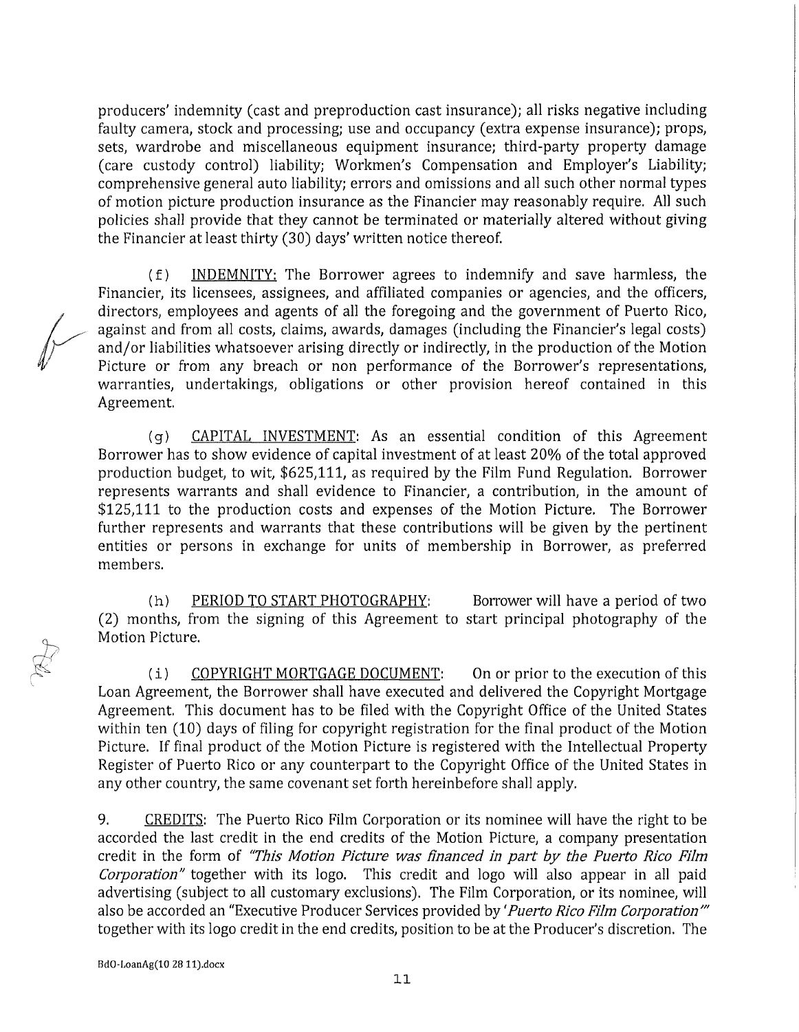producers' indemnity (cast and preproduction cast insurance); all risks negative including faulty camera, stock and processing; use and occupancy (extra expense insurance); props, sets, wardrobe and miscellaneous equipment insurance; third-party property damage (care custody control) liability; Workmen's Compensation and Employer's Liability; comprehensive general auto liability; errors and omissions and all such other normal types of motion picture production insurance as the Financier may reasonably require. All such policies shall provide that they cannot be terminated or materially altered without giving the Financier at least thirty (30) days' written notice thereof.

(f) INDEMNITY: The Borrower agrees to indemnify and save harmless, the Financier, its licensees, assignees, and affiliated companies or agencies, and the officers, directors, employees and agents of all the foregoing and the government of Puerto Rico, against and from all costs, claims, awards, damages (including the Financier's legal costs) and/or liabilities whatsoever arising directly or indirectly, in the production of the Motion Picture or from any breach or non performance of the Borrower's representations, warranties, undertakings, obligations or other provision hereof contained in this Agreement.

(g) CAPITAL INVESTMENT: As an essential condition of this Agreement Borrower has to show evidence of capital investment of at least 20% of the total approved production budget, to wit, $625,111, as required by the Film Fund Regulation. Borrower represents warrants and shall evidence to Financier, a contribution, in the amount of $125,111 to the production costs and expenses of the Motion Picture. The Borrower further represents and warrants that these contributions will be given by the pertinent entities or persons in exchange for units of membership in Borrower, as preferred members.

(h) PERIOD TO START PHOTOGRAPHY: Borrower will have a period of two (2) months, from the signing of this Agreement to start principal photography of the Motion Picture.

(i) COPYRIGHT MORTGAGE DOCUMENT: On or prior to the execution of this Loan Agreement, the Borrower shall have executed and delivered the Copyright Mortgage Agreement. This document has to be filed with the Copyright Office of the United States within ten (10) days of filing for copyright registration for the final product of the Motion Picture. If final product of the Motion Picture is registered with the Intellectual Property Register of Puerto Rico or any counterpart to the Copyright Office of the United States in any other country, the same covenant set forth hereinbefore shall apply.

9. CREDITS: The Puerto Rico Film Corporation or its nominee will have the right to be accorded the last credit in the end credits of the Motion Picture, a company presentation credit in the form of *"This Motion Picture was financed in part by the Puerto Rico Film Corporation"* together with its logo. This credit and logo will also appear in all paid advertising (subject to all customary exclusions). The Film Corporation, or its nominee, will also be accorded an "Executive Producer Services provided by '*Puerto Rico Film Corporation*'" together with its logo credit in the end credits, position to be at the Producer's discretion. The

BdO-LoanAg(10 28 11).docx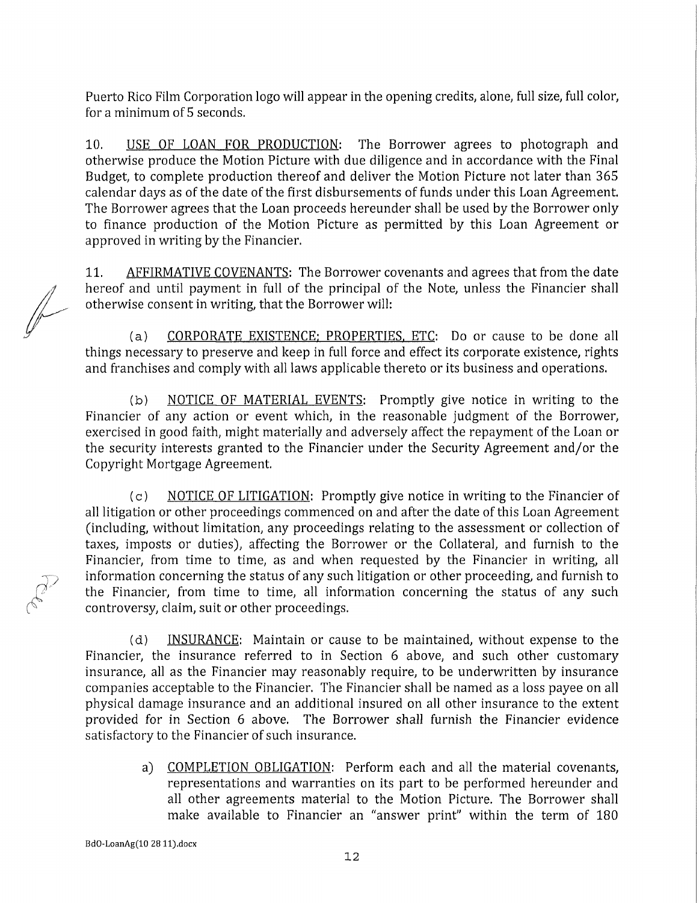Puerto Rico Film Corporation logo will appear in the opening credits, alone, full size, full color, for a minimum of 5 seconds.

10. USE OF LOAN FOR PRODUCTION: The Borrower agrees to photograph and otherwise produce the Motion Picture with due diligence and in accordance with the Final Budget, to complete production thereof and deliver the Motion Picture not later than 365 calendar days as of the date of the first disbursements of funds under this Loan Agreement. The Borrower agrees that the Loan proceeds hereunder shall be used by the Borrower only to finance production of the Motion Picture as permitted by this Loan Agreement or approved in writing by the Financier.

11. AFFIRMATIVE COVENANTS: The Borrower covenants and agrees that from the date hereof and until payment in full of the principal of the Note, unless the Financier shall otherwise consent in writing, that the Borrower will:

(a) CORPORATE EXISTENCE; PROPERTIES, ETC: Do or cause to be done all things necessary to preserve and keep in full force and effect its corporate existence, rights and franchises and comply with all laws applicable thereto or its business and operations.

(b) NOTICE OF MATERIAL EVENTS: Promptly give notice in writing to the Financier of any action or event which, in the reasonable judgment of the Borrower, exercised in good faith, might materially and adversely affect the repayment of the Loan or the security interests granted to the Financier under the Security Agreement and/or the Copyright Mortgage Agreement.

(c) NOTICE OF LITIGATION: Promptly give notice in writing to the Financier of all litigation or other proceedings commenced on and after the date of this Loan Agreement (including, without limitation, any proceedings relating to the assessment or collection of taxes, imposts or duties), affecting the Borrower or the Collateral, and furnish to the Financier, from time to time, as and when requested by the Financier in writing, all information concerning the status of any such litigation or other proceeding, and furnish to the Financier, from time to time, all information concerning the status of any such controversy, claim, suit or other proceedings.

(d) INSURANCE: Maintain or cause to be maintained, without expense to the Financier, the insurance referred to in Section 6 above, and such other customary insurance, all as the Financier may reasonably require, to be underwritten by insurance companies acceptable to the Financier. The Financier shall be named as a loss payee on all physical damage insurance and an additional insured on all other insurance to the extent provided for in Section 6 above. The Borrower shall furnish the Financier evidence satisfactory to the Financier of such insurance.

a) COMPLETION OBLIGATION: Perform each and all the material covenants, representations and warranties on its part to be performed hereunder and all other agreements material to the Motion Picture. The Borrower shall make available to Financier an "answer print" within the term of 180

BdO-LoanAg(10 28 11).docx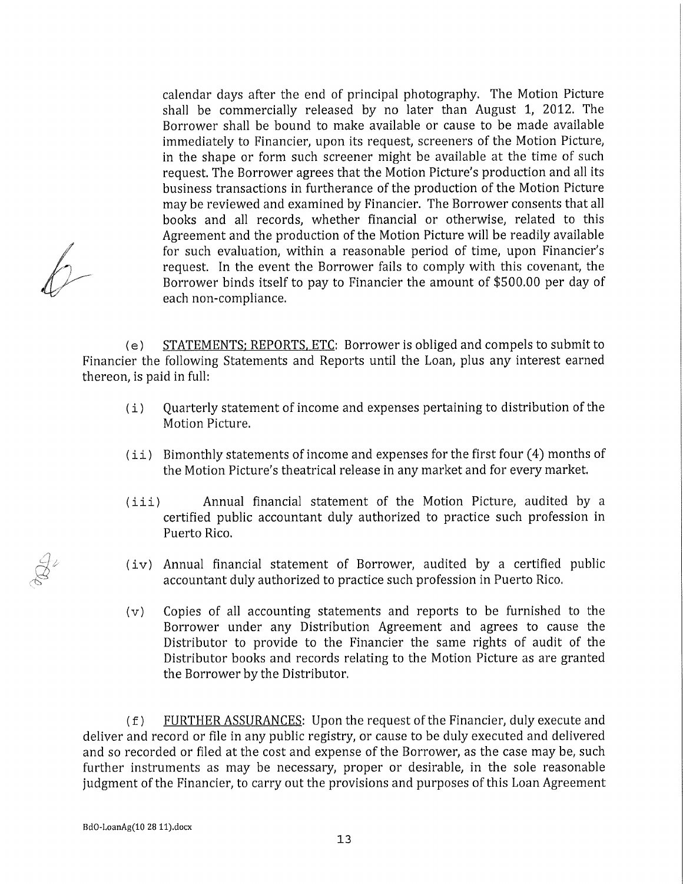calendar days after the end of principal photography. The Motion Picture shall be commercially released by no later than August 1, 2012. The Borrower shall be bound to make available or cause to be made available immediately to Financier, upon its request, screeners of the Motion Picture, in the shape or form such screener might be available at the time of such request. The Borrower agrees that the Motion Picture's production and all its business transactions in furtherance of the production of the Motion Picture may be reviewed and examined by Financier. The Borrower consents that all books and all records, whether financial or otherwise, related to this Agreement and the production of the Motion Picture will be readily available for such evaluation, within a reasonable period of time, upon Financier's request. In the event the Borrower fails to comply with this covenant, the Borrower binds itself to pay to Financier the amount of $500.00 per day of each non-compliance.

(e) STATEMENTS; REPORTS, ETC: Borrower is obliged and compels to submit to Financier the following Statements and Reports until the Loan, plus any interest earned thereon, is paid in full:

(i) Quarterly statement of income and expenses pertaining to distribution of the Motion Picture.

(ii) Bimonthly statements of income and expenses for the first four (4) months of the Motion Picture's theatrical release in any market and for every market.

(iii) Annual financial statement of the Motion Picture, audited by a certified public accountant duly authorized to practice such profession in Puerto Rico.

(iv) Annual financial statement of Borrower, audited by a certified public accountant duly authorized to practice such profession in Puerto Rico.

(v) Copies of all accounting statements and reports to be furnished to the Borrower under any Distribution Agreement and agrees to cause the Distributor to provide to the Financier the same rights of audit of the Distributor books and records relating to the Motion Picture as are granted the Borrower by the Distributor.

(f) FURTHER ASSURANCES: Upon the request of the Financier, duly execute and deliver and record or file in any public registry, or cause to be duly executed and delivered and so recorded or filed at the cost and expense of the Borrower, as the case may be, such further instruments as may be necessary, proper or desirable, in the sole reasonable judgment of the Financier, to carry out the provisions and purposes of this Loan Agreement

BdO-LoanAg(10 28 11).docx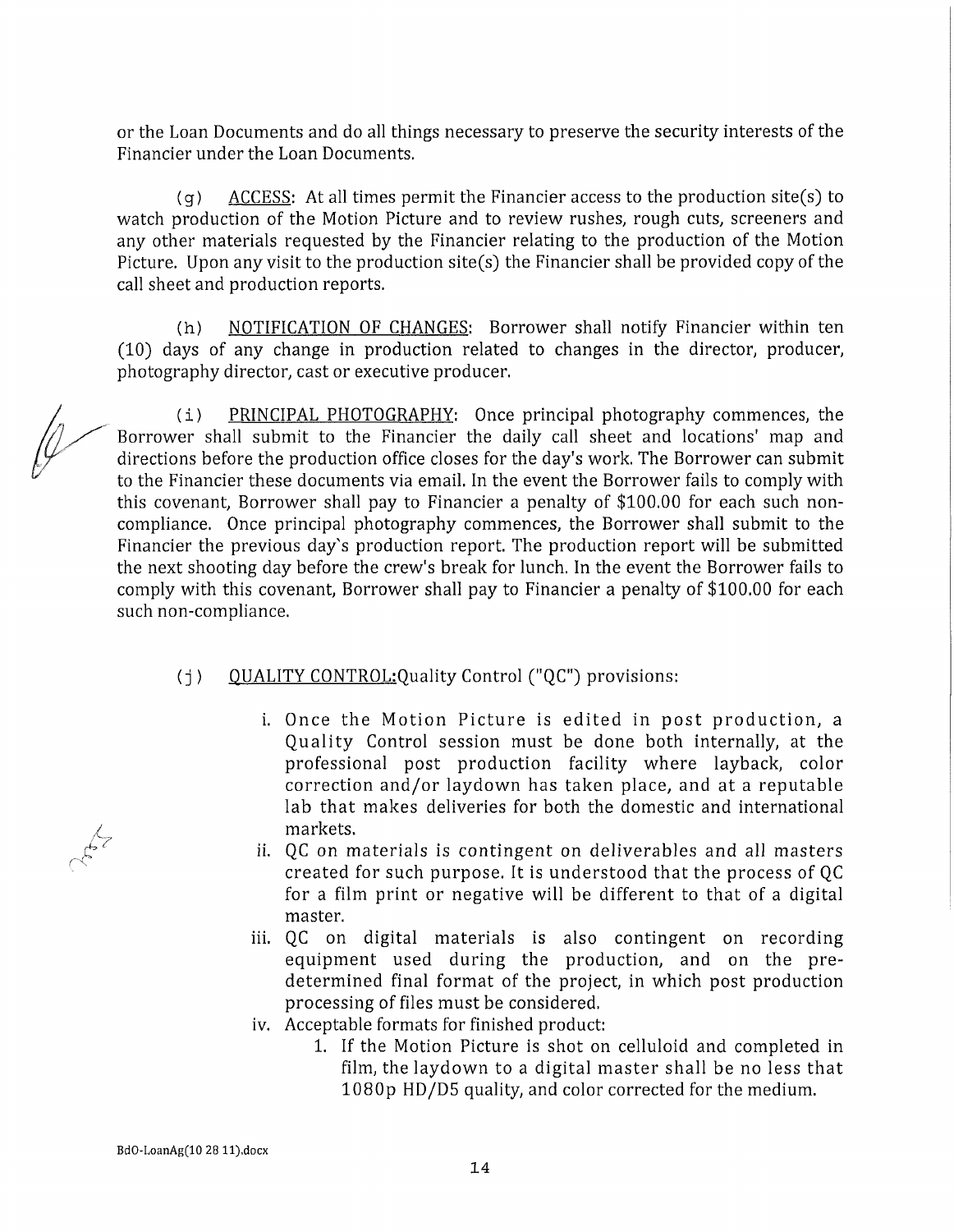or the Loan Documents and do all things necessary to preserve the security interests of the Financier under the Loan Documents.

(g) <u>ACCESS</u>: At all times permit the Financier access to the production site(s) to watch production of the Motion Picture and to review rushes, rough cuts, screeners and any other materials requested by the Financier relating to the production of the Motion Picture. Upon any visit to the production site(s) the Financier shall be provided copy of the call sheet and production reports.

(h) <u>NOTIFICATION OF CHANGES</u>: Borrower shall notify Financier within ten (10) days of any change in production related to changes in the director, producer, photography director, cast or executive producer.

(i) <u>PRINCIPAL PHOTOGRAPHY</u>: Once principal photography commences, the Borrower shall submit to the Financier the daily call sheet and locations' map and directions before the production office closes for the day's work. The Borrower can submit to the Financier these documents via email. In the event the Borrower fails to comply with this covenant, Borrower shall pay to Financier a penalty of $100.00 for each such non-compliance. Once principal photography commences, the Borrower shall submit to the Financier the previous day's production report. The production report will be submitted the next shooting day before the crew's break for lunch. In the event the Borrower fails to comply with this covenant, Borrower shall pay to Financier a penalty of $100.00 for each such non-compliance.

(j) <u>QUALITY CONTROL:</u>Quality Control ("QC") provisions:

i. Once the Motion Picture is edited in post production, a Quality Control session must be done both internally, at the professional post production facility where layback, color correction and/or laydown has taken place, and at a reputable lab that makes deliveries for both the domestic and international markets.

ii. QC on materials is contingent on deliverables and all masters created for such purpose. It is understood that the process of QC for a film print or negative will be different to that of a digital master.

iii. QC on digital materials is also contingent on recording equipment used during the production, and on the pre-determined final format of the project, in which post production processing of files must be considered.

iv. Acceptable formats for finished product:

1. If the Motion Picture is shot on celluloid and completed in film, the laydown to a digital master shall be no less that 1080p HD/D5 quality, and color corrected for the medium.

BdO-LoanAg(10 28 11).docx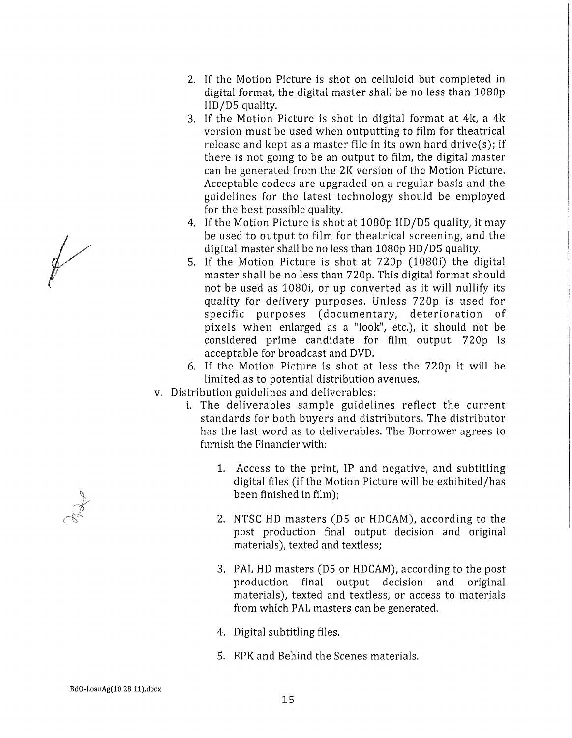2. If the Motion Picture is shot on celluloid but completed in digital format, the digital master shall be no less than 1080p HD/D5 quality.
3. If the Motion Picture is shot in digital format at 4k, a 4k version must be used when outputting to film for theatrical release and kept as a master file in its own hard drive(s); if there is not going to be an output to film, the digital master can be generated from the 2K version of the Motion Picture. Acceptable codecs are upgraded on a regular basis and the guidelines for the latest technology should be employed for the best possible quality.
4. If the Motion Picture is shot at 1080p HD/D5 quality, it may be used to output to film for theatrical screening, and the digital master shall be no less than 1080p HD/D5 quality.
5. If the Motion Picture is shot at 720p (1080i) the digital master shall be no less than 720p. This digital format should not be used as 1080i, or up converted as it will nullify its quality for delivery purposes. Unless 720p is used for specific purposes (documentary, deterioration of pixels when enlarged as a "look", etc.), it should not be considered prime candidate for film output. 720p is acceptable for broadcast and DVD.
6. If the Motion Picture is shot at less the 720p it will be limited as to potential distribution avenues.

v. Distribution guidelines and deliverables:

i. The deliverables sample guidelines reflect the current standards for both buyers and distributors. The distributor has the last word as to deliverables. The Borrower agrees to furnish the Financier with:

1. Access to the print, IP and negative, and subtitling digital files (if the Motion Picture will be exhibited/has been finished in film);
2. NTSC HD masters (D5 or HDCAM), according to the post production final output decision and original materials), texted and textless;
3. PAL HD masters (D5 or HDCAM), according to the post production final output decision and original materials), texted and textless, or access to materials from which PAL masters can be generated.
4. Digital subtitling files.
5. EPK and Behind the Scenes materials.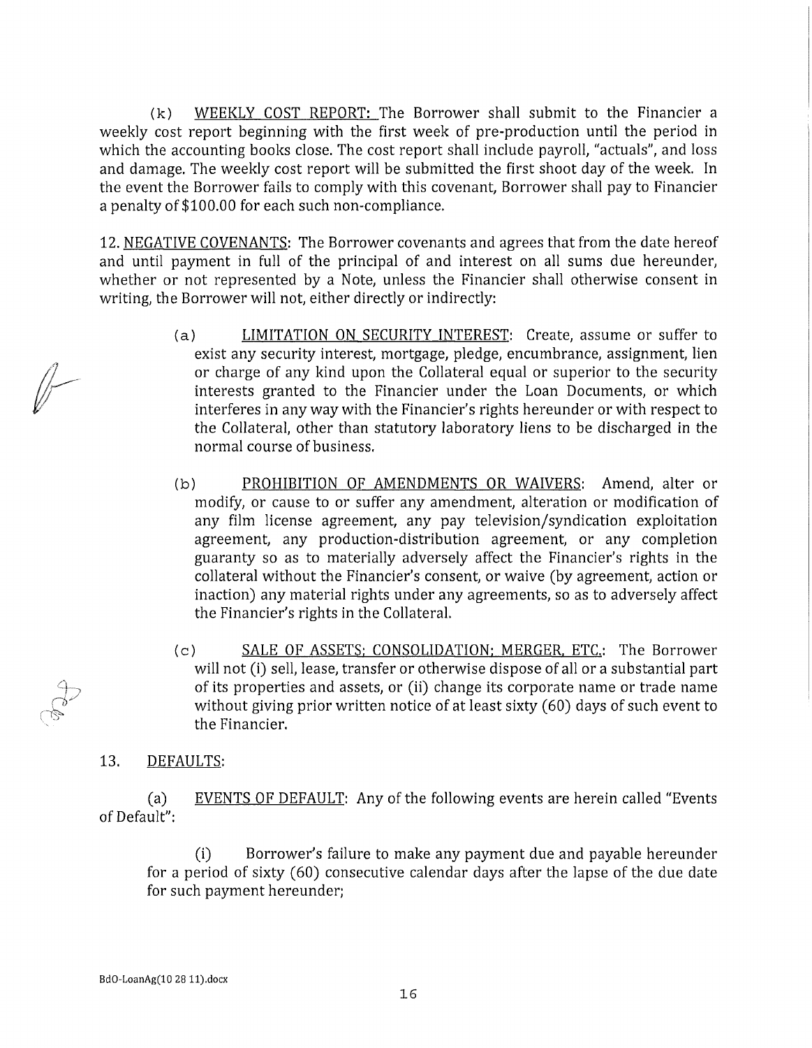(k) <u>WEEKLY COST REPORT:</u> The Borrower shall submit to the Financier a weekly cost report beginning with the first week of pre-production until the period in which the accounting books close. The cost report shall include payroll, "actuals", and loss and damage. The weekly cost report will be submitted the first shoot day of the week. In the event the Borrower fails to comply with this covenant, Borrower shall pay to Financier a penalty of $100.00 for each such non-compliance.

12. <u>NEGATIVE COVENANTS</u>: The Borrower covenants and agrees that from the date hereof and until payment in full of the principal of and interest on all sums due hereunder, whether or not represented by a Note, unless the Financier shall otherwise consent in writing, the Borrower will not, either directly or indirectly:

(a) <u>LIMITATION ON SECURITY INTEREST</u>: Create, assume or suffer to exist any security interest, mortgage, pledge, encumbrance, assignment, lien or charge of any kind upon the Collateral equal or superior to the security interests granted to the Financier under the Loan Documents, or which interferes in any way with the Financier's rights hereunder or with respect to the Collateral, other than statutory laboratory liens to be discharged in the normal course of business.

(b) <u>PROHIBITION OF AMENDMENTS OR WAIVERS</u>: Amend, alter or modify, or cause to or suffer any amendment, alteration or modification of any film license agreement, any pay television/syndication exploitation agreement, any production-distribution agreement, or any completion guaranty so as to materially adversely affect the Financier's rights in the collateral without the Financier's consent, or waive (by agreement, action or inaction) any material rights under any agreements, so as to adversely affect the Financier's rights in the Collateral.

(c) <u>SALE OF ASSETS; CONSOLIDATION; MERGER, ETC.</u>: The Borrower will not (i) sell, lease, transfer or otherwise dispose of all or a substantial part of its properties and assets, or (ii) change its corporate name or trade name without giving prior written notice of at least sixty (60) days of such event to the Financier.

13. <u>DEFAULTS</u>:

(a) <u>EVENTS OF DEFAULT</u>: Any of the following events are herein called "Events of Default":

(i) Borrower's failure to make any payment due and payable hereunder for a period of sixty (60) consecutive calendar days after the lapse of the due date for such payment hereunder;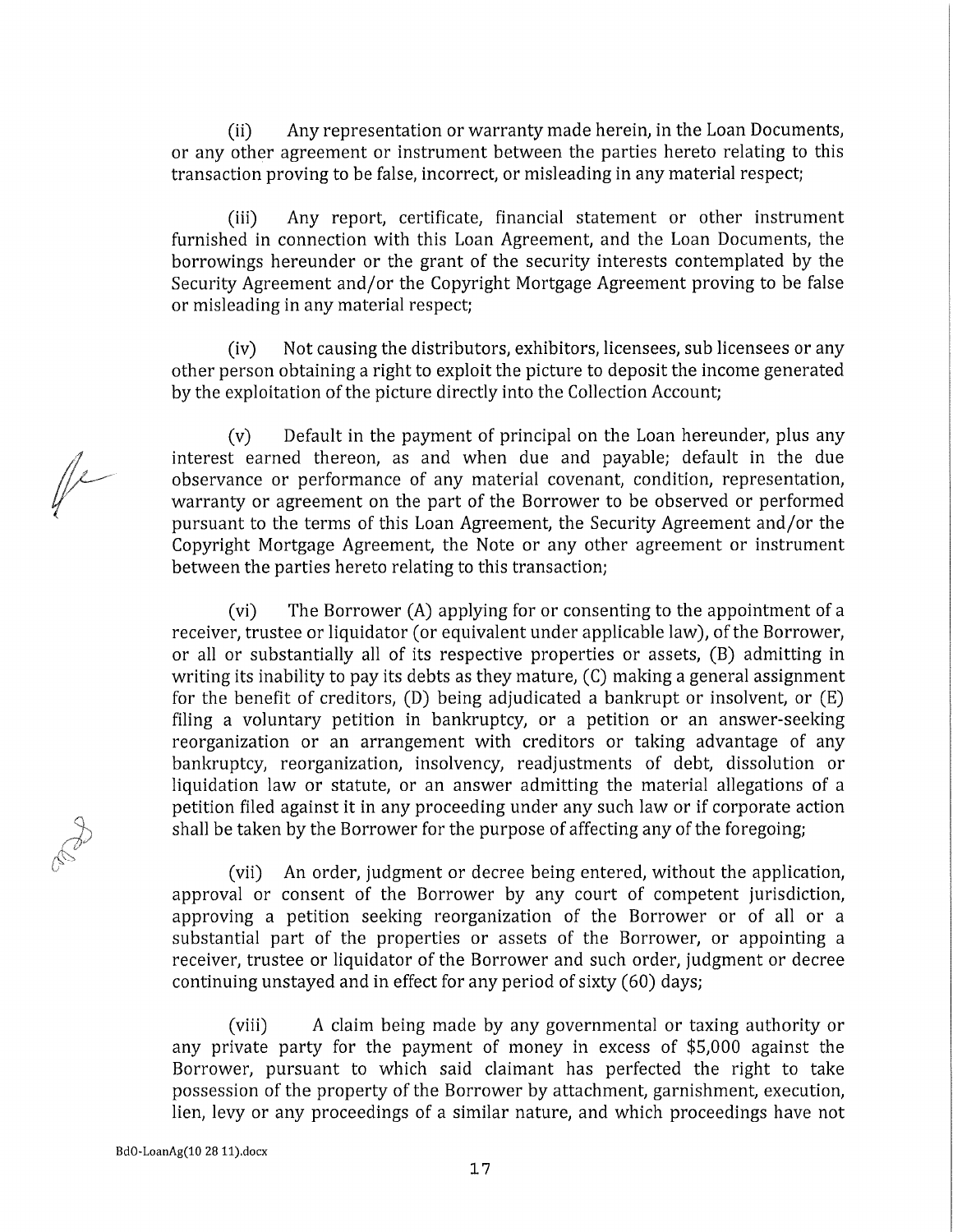(ii) Any representation or warranty made herein, in the Loan Documents, or any other agreement or instrument between the parties hereto relating to this transaction proving to be false, incorrect, or misleading in any material respect;

(iii) Any report, certificate, financial statement or other instrument furnished in connection with this Loan Agreement, and the Loan Documents, the borrowings hereunder or the grant of the security interests contemplated by the Security Agreement and/or the Copyright Mortgage Agreement proving to be false or misleading in any material respect;

(iv) Not causing the distributors, exhibitors, licensees, sub licensees or any other person obtaining a right to exploit the picture to deposit the income generated by the exploitation of the picture directly into the Collection Account;

(v) Default in the payment of principal on the Loan hereunder, plus any interest earned thereon, as and when due and payable; default in the due observance or performance of any material covenant, condition, representation, warranty or agreement on the part of the Borrower to be observed or performed pursuant to the terms of this Loan Agreement, the Security Agreement and/or the Copyright Mortgage Agreement, the Note or any other agreement or instrument between the parties hereto relating to this transaction;

(vi) The Borrower (A) applying for or consenting to the appointment of a receiver, trustee or liquidator (or equivalent under applicable law), of the Borrower, or all or substantially all of its respective properties or assets, (B) admitting in writing its inability to pay its debts as they mature, (C) making a general assignment for the benefit of creditors, (D) being adjudicated a bankrupt or insolvent, or (E) filing a voluntary petition in bankruptcy, or a petition or an answer-seeking reorganization or an arrangement with creditors or taking advantage of any bankruptcy, reorganization, insolvency, readjustments of debt, dissolution or liquidation law or statute, or an answer admitting the material allegations of a petition filed against it in any proceeding under any such law or if corporate action shall be taken by the Borrower for the purpose of affecting any of the foregoing;

(vii) An order, judgment or decree being entered, without the application, approval or consent of the Borrower by any court of competent jurisdiction, approving a petition seeking reorganization of the Borrower or of all or a substantial part of the properties or assets of the Borrower, or appointing a receiver, trustee or liquidator of the Borrower and such order, judgment or decree continuing unstayed and in effect for any period of sixty (60) days;

(viii) A claim being made by any governmental or taxing authority or any private party for the payment of money in excess of $5,000 against the Borrower, pursuant to which said claimant has perfected the right to take possession of the property of the Borrower by attachment, garnishment, execution, lien, levy or any proceedings of a similar nature, and which proceedings have not

BdO-LoanAg(10 28 11).docx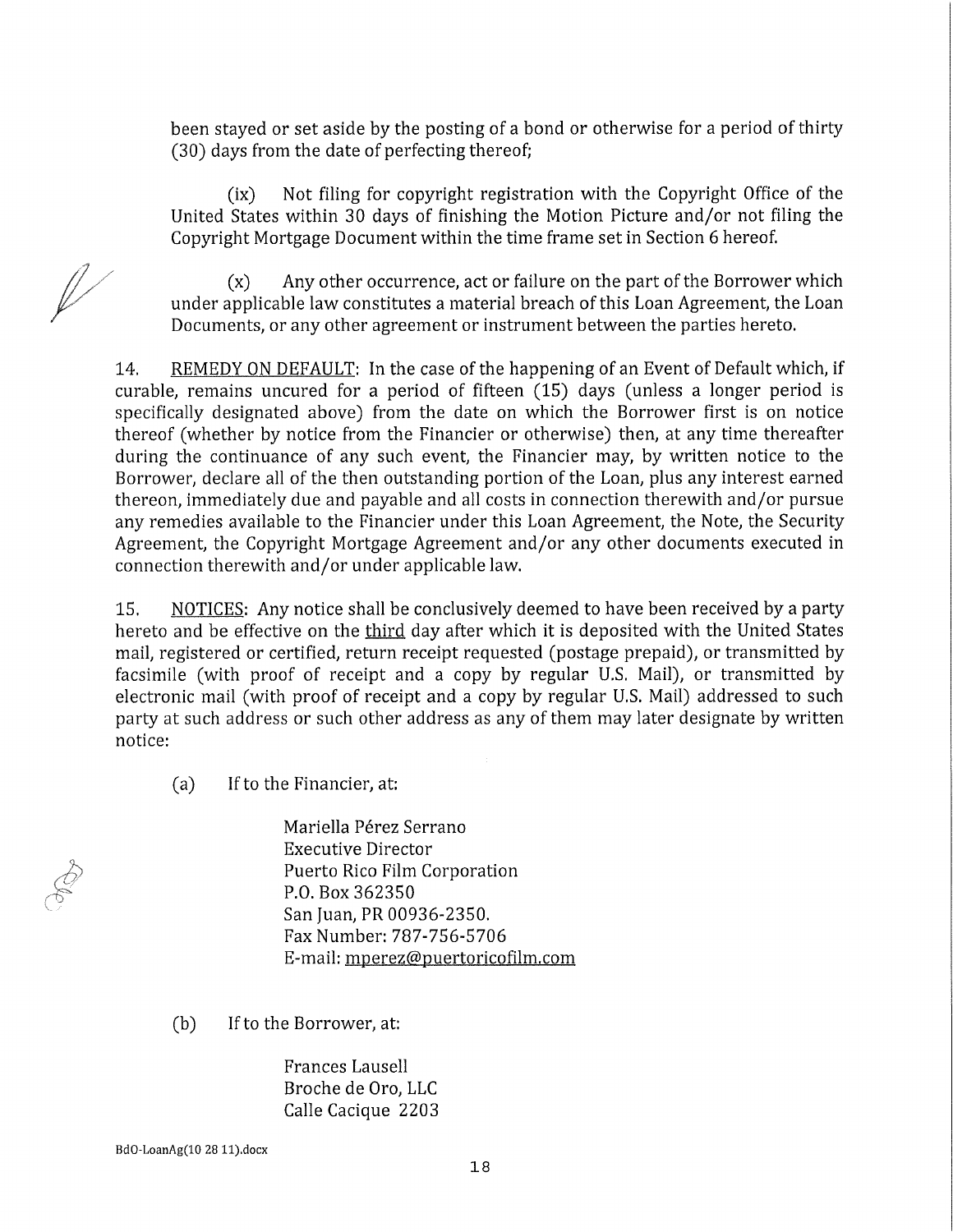been stayed or set aside by the posting of a bond or otherwise for a period of thirty (30) days from the date of perfecting thereof;

(ix) Not filing for copyright registration with the Copyright Office of the United States within 30 days of finishing the Motion Picture and/or not filing the Copyright Mortgage Document within the time frame set in Section 6 hereof.

(x) Any other occurrence, act or failure on the part of the Borrower which under applicable law constitutes a material breach of this Loan Agreement, the Loan Documents, or any other agreement or instrument between the parties hereto.

14. REMEDY ON DEFAULT: In the case of the happening of an Event of Default which, if curable, remains uncured for a period of fifteen (15) days (unless a longer period is specifically designated above) from the date on which the Borrower first is on notice thereof (whether by notice from the Financier or otherwise) then, at any time thereafter during the continuance of any such event, the Financier may, by written notice to the Borrower, declare all of the then outstanding portion of the Loan, plus any interest earned thereon, immediately due and payable and all costs in connection therewith and/or pursue any remedies available to the Financier under this Loan Agreement, the Note, the Security Agreement, the Copyright Mortgage Agreement and/or any other documents executed in connection therewith and/or under applicable law.

15. NOTICES: Any notice shall be conclusively deemed to have been received by a party hereto and be effective on the third day after which it is deposited with the United States mail, registered or certified, return receipt requested (postage prepaid), or transmitted by facsimile (with proof of receipt and a copy by regular U.S. Mail), or transmitted by electronic mail (with proof of receipt and a copy by regular U.S. Mail) addressed to such party at such address or such other address as any of them may later designate by written notice:

(a) If to the Financier, at:

Mariella Pérez Serrano
Executive Director
Puerto Rico Film Corporation
P.O. Box 362350
San Juan, PR 00936-2350.
Fax Number: 787-756-5706
E-mail: mperez@puertoricofilm.com

(b) If to the Borrower, at:

Frances Lausell
Broche de Oro, LLC
Calle Cacique 2203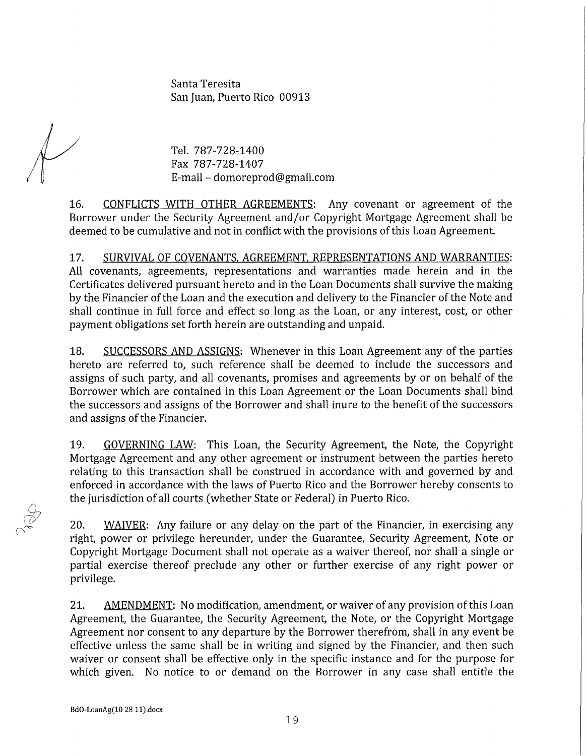Santa Teresita
San Juan, Puerto Rico 00913

Tel. 787-728-1400
Fax 787-728-1407
E-mail – domoreprod@gmail.com

16. CONFLICTS WITH OTHER AGREEMENTS: Any covenant or agreement of the Borrower under the Security Agreement and/or Copyright Mortgage Agreement shall be deemed to be cumulative and not in conflict with the provisions of this Loan Agreement.

17. SURVIVAL OF COVENANTS, AGREEMENT, REPRESENTATIONS AND WARRANTIES: All covenants, agreements, representations and warranties made herein and in the Certificates delivered pursuant hereto and in the Loan Documents shall survive the making by the Financier of the Loan and the execution and delivery to the Financier of the Note and shall continue in full force and effect so long as the Loan, or any interest, cost, or other payment obligations set forth herein are outstanding and unpaid.

18. SUCCESSORS AND ASSIGNS: Whenever in this Loan Agreement any of the parties hereto are referred to, such reference shall be deemed to include the successors and assigns of such party, and all covenants, promises and agreements by or on behalf of the Borrower which are contained in this Loan Agreement or the Loan Documents shall bind the successors and assigns of the Borrower and shall inure to the benefit of the successors and assigns of the Financier.

19. GOVERNING LAW: This Loan, the Security Agreement, the Note, the Copyright Mortgage Agreement and any other agreement or instrument between the parties hereto relating to this transaction shall be construed in accordance with and governed by and enforced in accordance with the laws of Puerto Rico and the Borrower hereby consents to the jurisdiction of all courts (whether State or Federal) in Puerto Rico.

20. WAIVER: Any failure or any delay on the part of the Financier, in exercising any right, power or privilege hereunder, under the Guarantee, Security Agreement, Note or Copyright Mortgage Document shall not operate as a waiver thereof, nor shall a single or partial exercise thereof preclude any other or further exercise of any right power or privilege.

21. AMENDMENT: No modification, amendment, or waiver of any provision of this Loan Agreement, the Guarantee, the Security Agreement, the Note, or the Copyright Mortgage Agreement nor consent to any departure by the Borrower therefrom, shall in any event be effective unless the same shall be in writing and signed by the Financier, and then such waiver or consent shall be effective only in the specific instance and for the purpose for which given. No notice to or demand on the Borrower in any case shall entitle the

BdO-LoanAg(10 28 11).docx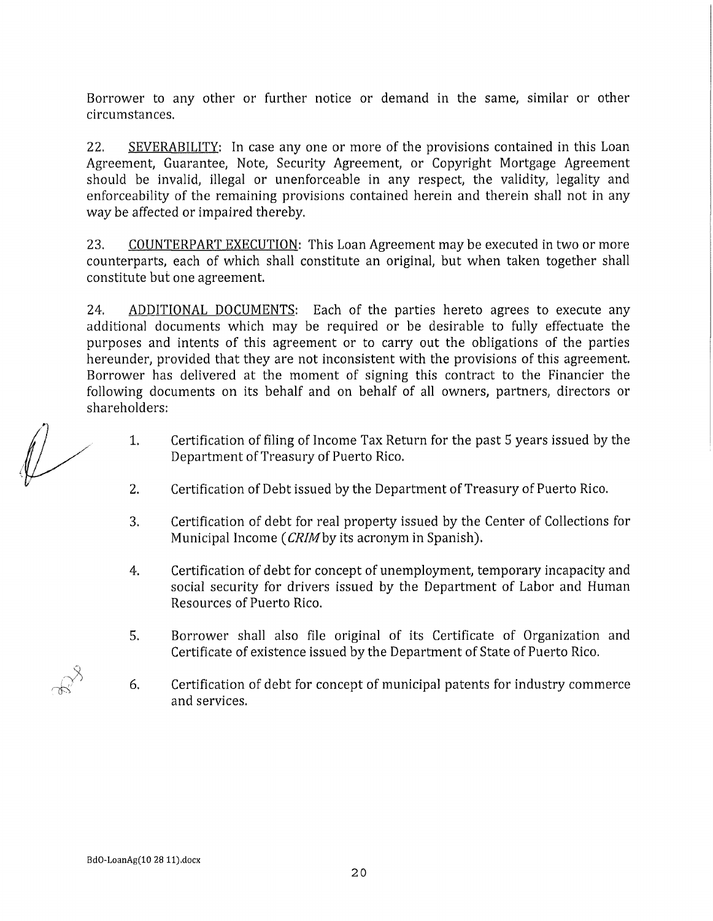Borrower to any other or further notice or demand in the same, similar or other circumstances.

22. <u>SEVERABILITY</u>: In case any one or more of the provisions contained in this Loan Agreement, Guarantee, Note, Security Agreement, or Copyright Mortgage Agreement should be invalid, illegal or unenforceable in any respect, the validity, legality and enforceability of the remaining provisions contained herein and therein shall not in any way be affected or impaired thereby.

23. <u>COUNTERPART EXECUTION</u>: This Loan Agreement may be executed in two or more counterparts, each of which shall constitute an original, but when taken together shall constitute but one agreement.

24. <u>ADDITIONAL DOCUMENTS</u>: Each of the parties hereto agrees to execute any additional documents which may be required or be desirable to fully effectuate the purposes and intents of this agreement or to carry out the obligations of the parties hereunder, provided that they are not inconsistent with the provisions of this agreement. Borrower has delivered at the moment of signing this contract to the Financier the following documents on its behalf and on behalf of all owners, partners, directors or shareholders:

1. Certification of filing of Income Tax Return for the past 5 years issued by the Department of Treasury of Puerto Rico.

2. Certification of Debt issued by the Department of Treasury of Puerto Rico.

3. Certification of debt for real property issued by the Center of Collections for Municipal Income (*CRIM* by its acronym in Spanish).

4. Certification of debt for concept of unemployment, temporary incapacity and social security for drivers issued by the Department of Labor and Human Resources of Puerto Rico.

5. Borrower shall also file original of its Certificate of Organization and Certificate of existence issued by the Department of State of Puerto Rico.

6. Certification of debt for concept of municipal patents for industry commerce and services.

BdO-LoanAg(10 28 11).docx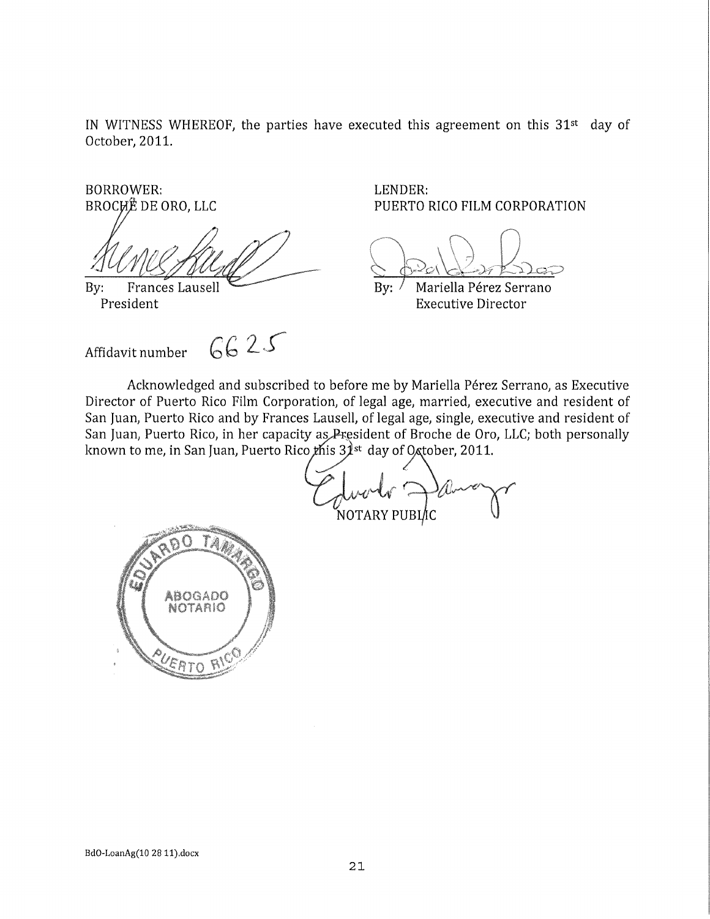IN WITNESS WHEREOF, the parties have executed this agreement on this 31st day of October, 2011.

BORROWER:
BROCHÉ DE ORO, LLC

By: Frances Lausell
President

LENDER:
PUERTO RICO FILM CORPORATION

By: Mariella Pérez Serrano
Executive Director

Affidavit number 6625

Acknowledged and subscribed to before me by Mariella Pérez Serrano, as Executive Director of Puerto Rico Film Corporation, of legal age, married, executive and resident of San Juan, Puerto Rico and by Frances Lausell, of legal age, single, executive and resident of San Juan, Puerto Rico, in her capacity as President of Broche de Oro, LLC; both personally known to me, in San Juan, Puerto Rico this 31st day of October, 2011.

NOTARY PUBLIC

EDUARDO TAMARGO
ABOGADO NOTARIO
PUERTO RICO

BdO-LoanAg(10 28 11).docx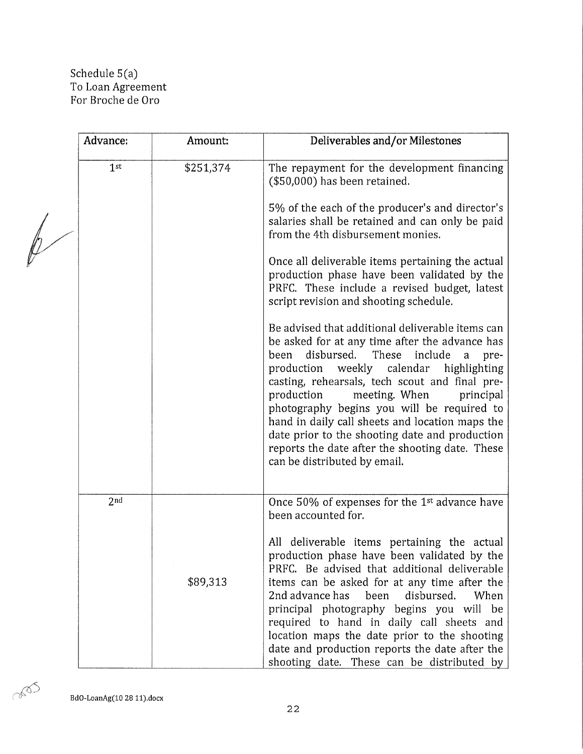Schedule 5(a)
To Loan Agreement
For Broche de Oro

| Advance: | Amount: | Deliverables and/or Milestones |
|---|---|---|
| 1st | $251,374 | The repayment for the development financing ($50,000) has been retained.<br><br>5% of the each of the producer's and director's salaries shall be retained and can only be paid from the 4th disbursement monies.<br><br>Once all deliverable items pertaining the actual production phase have been validated by the PRFC. These include a revised budget, latest script revision and shooting schedule.<br><br>Be advised that additional deliverable items can be asked for at any time after the advance has been disbursed. These include a pre-production weekly calendar highlighting casting, rehearsals, tech scout and final pre-production meeting. When principal photography begins you will be required to hand in daily call sheets and location maps the date prior to the shooting date and production reports the date after the shooting date. These can be distributed by email. |
| 2nd | $89,313 | Once 50% of expenses for the 1st advance have been accounted for.<br><br>All deliverable items pertaining the actual production phase have been validated by the PRFC. Be advised that additional deliverable items can be asked for at any time after the 2nd advance has been disbursed. When principal photography begins you will be required to hand in daily call sheets and location maps the date prior to the shooting date and production reports the date after the shooting date. These can be distributed by |

BdO-LoanAg(10 28 11).docx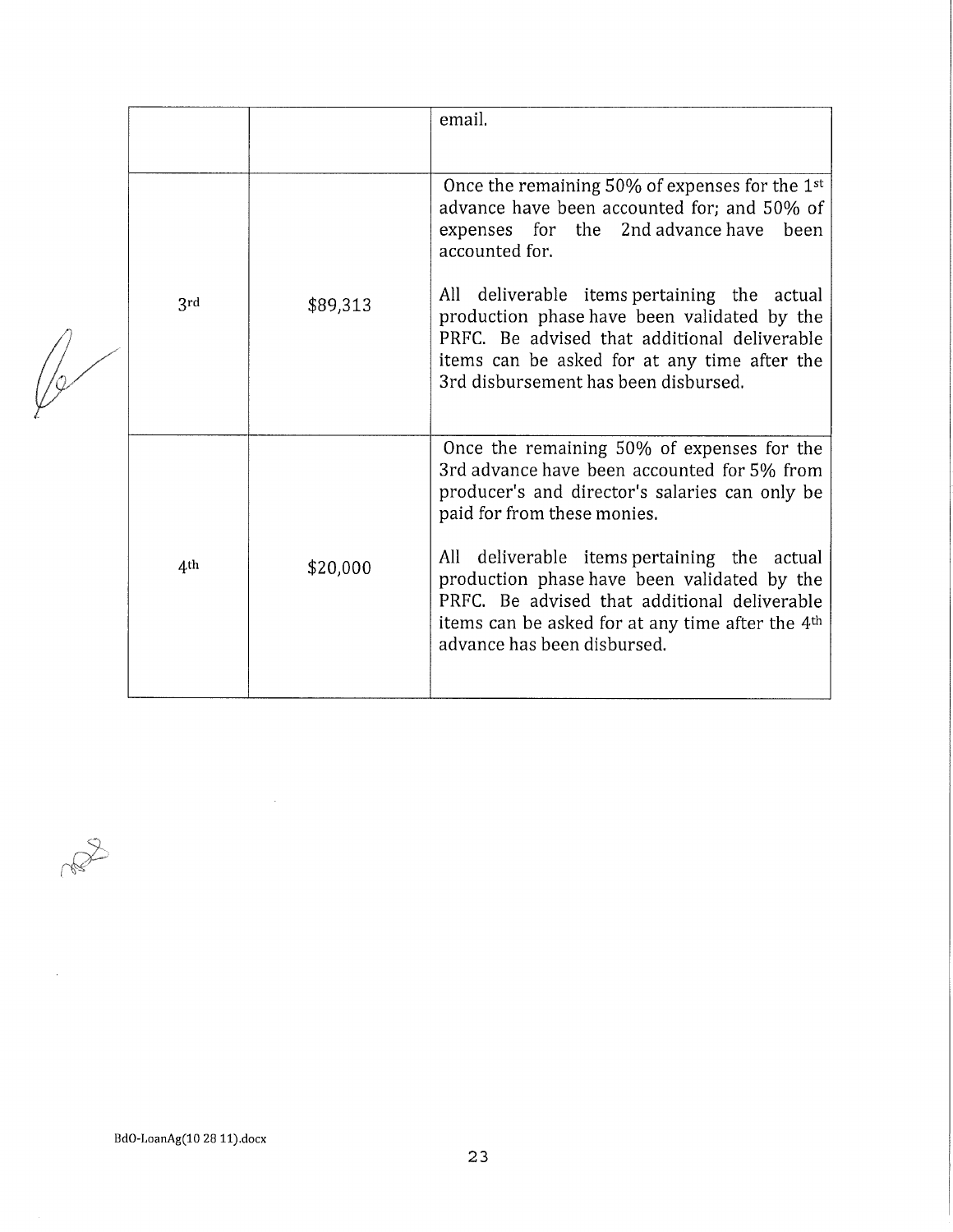| | | |
|---|---|---|
| | | email. |
| 3rd | \$89,313 | Once the remaining 50% of expenses for the 1st advance have been accounted for; and 50% of expenses for the 2nd advance have been accounted for.<br><br>All deliverable items pertaining the actual production phase have been validated by the PRFC. Be advised that additional deliverable items can be asked for at any time after the 3rd disbursement has been disbursed. |
| 4th | \$20,000 | Once the remaining 50% of expenses for the 3rd advance have been accounted for 5% from producer's and director's salaries can only be paid for from these monies.<br><br>All deliverable items pertaining the actual production phase have been validated by the PRFC. Be advised that additional deliverable items can be asked for at any time after the 4th advance has been disbursed. |

BdO-LoanAg(10 28 11).docx